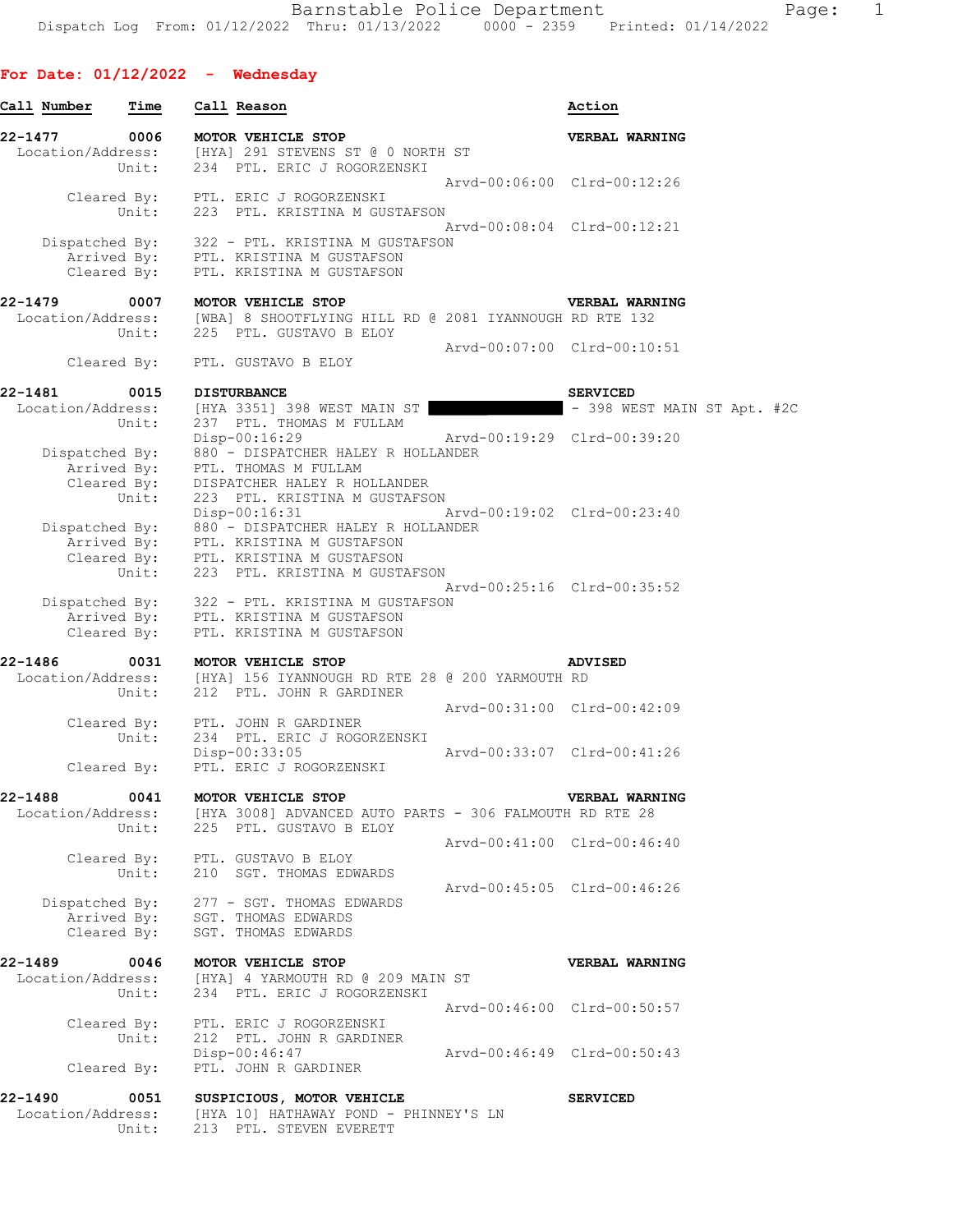## For Date: 01/12/2022 - Wednesday

**Call Number** | **Time** | **Call Reason** | **Action**

```
22-1477        0006    MOTOR VEHICLE STOP                          VERBAL WARNING
  Location/Address:    [HYA] 291 STEVENS ST @ 0 NORTH ST
             Unit:     234  PTL. ERIC J ROGORZENSKI
                                              Arvd-00:06:00  Clrd-00:12:26
        Cleared By:    PTL. ERIC J ROGORZENSKI
             Unit:     223  PTL. KRISTINA M GUSTAFSON
                                              Arvd-00:08:04  Clrd-00:12:21
     Dispatched By:    322 - PTL. KRISTINA M GUSTAFSON
        Arrived By:    PTL. KRISTINA M GUSTAFSON
        Cleared By:    PTL. KRISTINA M GUSTAFSON

22-1479        0007    MOTOR VEHICLE STOP                          VERBAL WARNING
  Location/Address:    [WBA] 8 SHOOTFLYING HILL RD @ 2081 IYANNOUGH RD RTE 132
             Unit:     225  PTL. GUSTAVO B ELOY
                                              Arvd-00:07:00  Clrd-00:10:51
        Cleared By:    PTL. GUSTAVO B ELOY

22-1481        0015    DISTURBANCE                                 SERVICED
  Location/Address:    [HYA 3351] 398 WEST MAIN ST ██████████ - 398 WEST MAIN ST Apt. #2C
             Unit:     237  PTL. THOMAS M FULLAM
                       Disp-00:16:29              Arvd-00:19:29  Clrd-00:39:20
     Dispatched By:    880 - DISPATCHER HALEY R HOLLANDER
        Arrived By:    PTL. THOMAS M FULLAM
        Cleared By:    DISPATCHER HALEY R HOLLANDER
             Unit:     223  PTL. KRISTINA M GUSTAFSON
                       Disp-00:16:31              Arvd-00:19:02  Clrd-00:23:40
     Dispatched By:    880 - DISPATCHER HALEY R HOLLANDER
        Arrived By:    PTL. KRISTINA M GUSTAFSON
        Cleared By:    PTL. KRISTINA M GUSTAFSON
             Unit:     223  PTL. KRISTINA M GUSTAFSON
                                              Arvd-00:25:16  Clrd-00:35:52
     Dispatched By:    322 - PTL. KRISTINA M GUSTAFSON
        Arrived By:    PTL. KRISTINA M GUSTAFSON
        Cleared By:    PTL. KRISTINA M GUSTAFSON

22-1486        0031    MOTOR VEHICLE STOP                          ADVISED
  Location/Address:    [HYA] 156 IYANNOUGH RD RTE 28 @ 200 YARMOUTH RD
             Unit:     212  PTL. JOHN R GARDINER
                                              Arvd-00:31:00  Clrd-00:42:09
        Cleared By:    PTL. JOHN R GARDINER
             Unit:     234  PTL. ERIC J ROGORZENSKI
                       Disp-00:33:05              Arvd-00:33:07  Clrd-00:41:26
        Cleared By:    PTL. ERIC J ROGORZENSKI

22-1488        0041    MOTOR VEHICLE STOP                          VERBAL WARNING
  Location/Address:    [HYA 3008] ADVANCED AUTO PARTS - 306 FALMOUTH RD RTE 28
             Unit:     225  PTL. GUSTAVO B ELOY
                                              Arvd-00:41:00  Clrd-00:46:40
        Cleared By:    PTL. GUSTAVO B ELOY
             Unit:     210  SGT. THOMAS EDWARDS
                                              Arvd-00:45:05  Clrd-00:46:26
     Dispatched By:    277 - SGT. THOMAS EDWARDS
        Arrived By:    SGT. THOMAS EDWARDS
        Cleared By:    SGT. THOMAS EDWARDS

22-1489        0046    MOTOR VEHICLE STOP                          VERBAL WARNING
  Location/Address:    [HYA] 4 YARMOUTH RD @ 209 MAIN ST
             Unit:     234  PTL. ERIC J ROGORZENSKI
                                              Arvd-00:46:00  Clrd-00:50:57
        Cleared By:    PTL. ERIC J ROGORZENSKI
             Unit:     212  PTL. JOHN R GARDINER
                       Disp-00:46:47              Arvd-00:46:49  Clrd-00:50:43
        Cleared By:    PTL. JOHN R GARDINER

22-1490        0051    SUSPICIOUS, MOTOR VEHICLE                   SERVICED
  Location/Address:    [HYA 10] HATHAWAY POND - PHINNEY'S LN
             Unit:     213  PTL. STEVEN EVERETT
```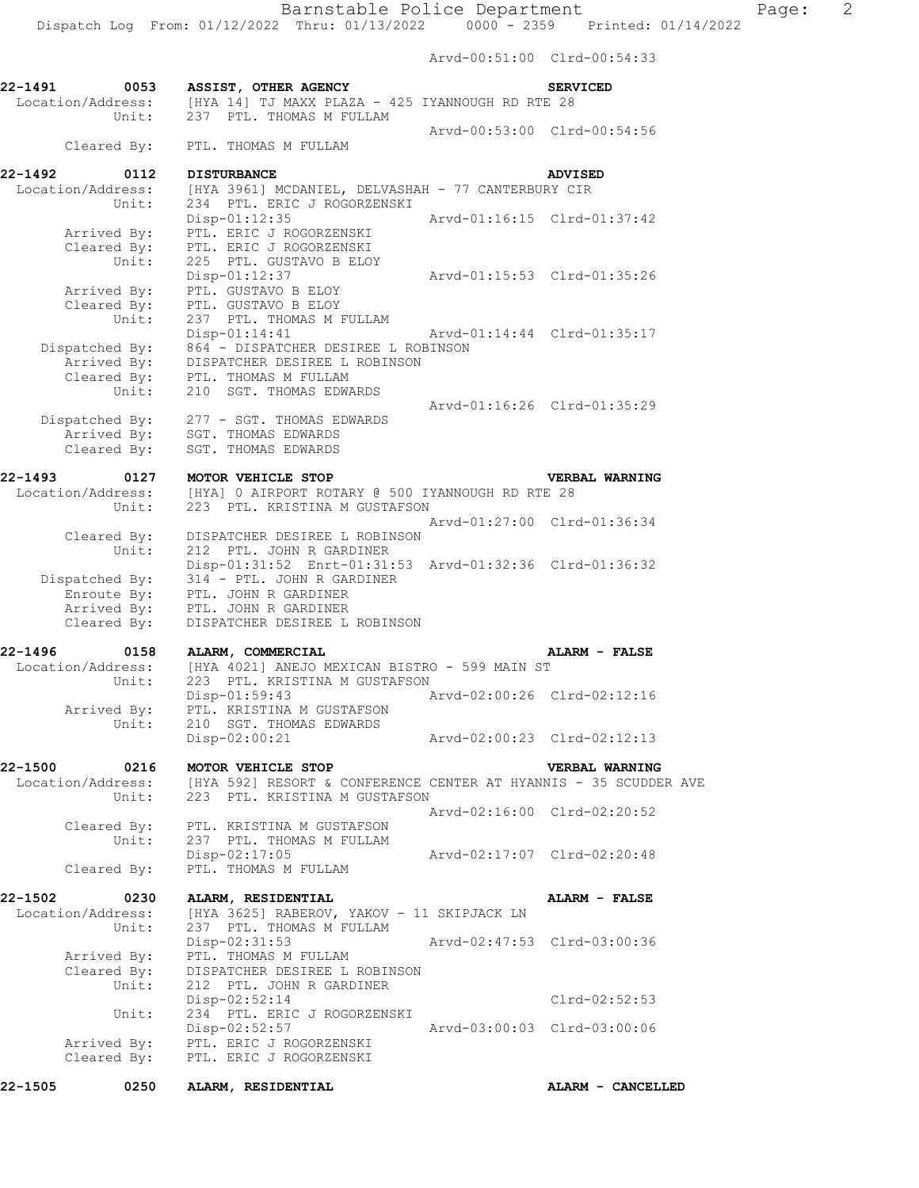Arvd-00:51:00 Clrd-00:54:33

**22-1491 0053 ASSIST, OTHER AGENCY SERVICED**

Location/Address: [HYA 14] TJ MAXX PLAZA - 425 IYANNOUGH RD RTE 28
Unit: 237 PTL. THOMAS M FULLAM
Arvd-00:53:00 Clrd-00:54:56
Cleared By: PTL. THOMAS M FULLAM

**22-1492 0112 DISTURBANCE ADVISED**

Location/Address: [HYA 3961] MCDANIEL, DELVASHAH - 77 CANTERBURY CIR
Unit: 234 PTL. ERIC J ROGORZENSKI
Disp-01:12:35 Arvd-01:16:15 Clrd-01:37:42
Arrived By: PTL. ERIC J ROGORZENSKI
Cleared By: PTL. ERIC J ROGORZENSKI
Unit: 225 PTL. GUSTAVO B ELOY
Disp-01:12:37 Arvd-01:15:53 Clrd-01:35:26
Arrived By: PTL. GUSTAVO B ELOY
Cleared By: PTL. GUSTAVO B ELOY
Unit: 237 PTL. THOMAS M FULLAM
Disp-01:14:41 Arvd-01:14:44 Clrd-01:35:17
Dispatched By: 864 - DISPATCHER DESIREE L ROBINSON
Arrived By: DISPATCHER DESIREE L ROBINSON
Cleared By: PTL. THOMAS M FULLAM
Unit: 210 SGT. THOMAS EDWARDS
Arvd-01:16:26 Clrd-01:35:29
Dispatched By: 277 - SGT. THOMAS EDWARDS
Arrived By: SGT. THOMAS EDWARDS
Cleared By: SGT. THOMAS EDWARDS

**22-1493 0127 MOTOR VEHICLE STOP VERBAL WARNING**

Location/Address: [HYA] 0 AIRPORT ROTARY @ 500 IYANNOUGH RD RTE 28
Unit: 223 PTL. KRISTINA M GUSTAFSON
Arvd-01:27:00 Clrd-01:36:34
Cleared By: DISPATCHER DESIREE L ROBINSON
Unit: 212 PTL. JOHN R GARDINER
Disp-01:31:52 Enrt-01:31:53 Arvd-01:32:36 Clrd-01:36:32
Dispatched By: 314 - PTL. JOHN R GARDINER
Enroute By: PTL. JOHN R GARDINER
Arrived By: PTL. JOHN R GARDINER
Cleared By: DISPATCHER DESIREE L ROBINSON

**22-1496 0158 ALARM, COMMERCIAL ALARM - FALSE**

Location/Address: [HYA 4021] ANEJO MEXICAN BISTRO - 599 MAIN ST
Unit: 223 PTL. KRISTINA M GUSTAFSON
Disp-01:59:43 Arvd-02:00:26 Clrd-02:12:16
Arrived By: PTL. KRISTINA M GUSTAFSON
Unit: 210 SGT. THOMAS EDWARDS
Disp-02:00:21 Arvd-02:00:23 Clrd-02:12:13

**22-1500 0216 MOTOR VEHICLE STOP VERBAL WARNING**

Location/Address: [HYA 592] RESORT & CONFERENCE CENTER AT HYANNIS - 35 SCUDDER AVE
Unit: 223 PTL. KRISTINA M GUSTAFSON
Arvd-02:16:00 Clrd-02:20:52
Cleared By: PTL. KRISTINA M GUSTAFSON
Unit: 237 PTL. THOMAS M FULLAM
Disp-02:17:05 Arvd-02:17:07 Clrd-02:20:48
Cleared By: PTL. THOMAS M FULLAM

**22-1502 0230 ALARM, RESIDENTIAL ALARM - FALSE**

Location/Address: [HYA 3625] RABEROV, YAKOV - 11 SKIPJACK LN
Unit: 237 PTL. THOMAS M FULLAM
Disp-02:31:53 Arvd-02:47:53 Clrd-03:00:36
Arrived By: PTL. THOMAS M FULLAM
Cleared By: DISPATCHER DESIREE L ROBINSON
Unit: 212 PTL. JOHN R GARDINER
Disp-02:52:14 Clrd-02:52:53
Unit: 234 PTL. ERIC J ROGORZENSKI
Disp-02:52:57 Arvd-03:00:03 Clrd-03:00:06
Arrived By: PTL. ERIC J ROGORZENSKI
Cleared By: PTL. ERIC J ROGORZENSKI

**22-1505 0250 ALARM, RESIDENTIAL ALARM - CANCELLED**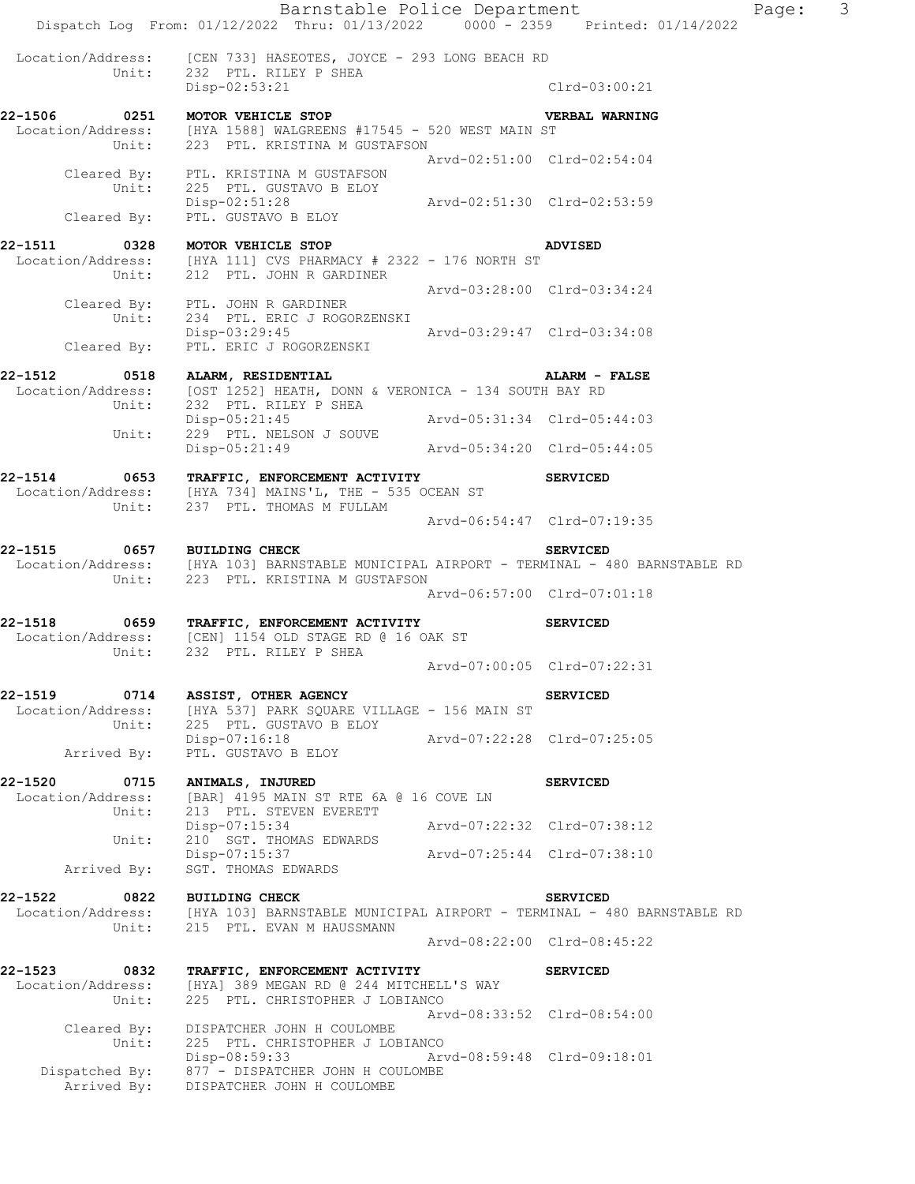Location/Address: [CEN 733] HASEOTES, JOYCE - 293 LONG BEACH RD
Unit: 232 PTL. RILEY P SHEA
Disp-02:53:21 Clrd-03:00:21

**22-1506 0251 MOTOR VEHICLE STOP — VERBAL WARNING**
Location/Address: [HYA 1588] WALGREENS #17545 - 520 WEST MAIN ST
Unit: 223 PTL. KRISTINA M GUSTAFSON
Arvd-02:51:00 Clrd-02:54:04
Cleared By: PTL. KRISTINA M GUSTAFSON
Unit: 225 PTL. GUSTAVO B ELOY
Disp-02:51:28 Arvd-02:51:30 Clrd-02:53:59
Cleared By: PTL. GUSTAVO B ELOY

**22-1511 0328 MOTOR VEHICLE STOP — ADVISED**
Location/Address: [HYA 111] CVS PHARMACY # 2322 - 176 NORTH ST
Unit: 212 PTL. JOHN R GARDINER
Arvd-03:28:00 Clrd-03:34:24
Cleared By: PTL. JOHN R GARDINER
Unit: 234 PTL. ERIC J ROGORZENSKI
Disp-03:29:45 Arvd-03:29:47 Clrd-03:34:08
Cleared By: PTL. ERIC J ROGORZENSKI

**22-1512 0518 ALARM, RESIDENTIAL — ALARM - FALSE**
Location/Address: [OST 1252] HEATH, DONN & VERONICA - 134 SOUTH BAY RD
Unit: 232 PTL. RILEY P SHEA
Disp-05:21:45 Arvd-05:31:34 Clrd-05:44:03
Unit: 229 PTL. NELSON J SOUVE
Disp-05:21:49 Arvd-05:34:20 Clrd-05:44:05

**22-1514 0653 TRAFFIC, ENFORCEMENT ACTIVITY — SERVICED**
Location/Address: [HYA 734] MAINS'L, THE - 535 OCEAN ST
Unit: 237 PTL. THOMAS M FULLAM
Arvd-06:54:47 Clrd-07:19:35

**22-1515 0657 BUILDING CHECK — SERVICED**
Location/Address: [HYA 103] BARNSTABLE MUNICIPAL AIRPORT - TERMINAL - 480 BARNSTABLE RD
Unit: 223 PTL. KRISTINA M GUSTAFSON
Arvd-06:57:00 Clrd-07:01:18

**22-1518 0659 TRAFFIC, ENFORCEMENT ACTIVITY — SERVICED**
Location/Address: [CEN] 1154 OLD STAGE RD @ 16 OAK ST
Unit: 232 PTL. RILEY P SHEA
Arvd-07:00:05 Clrd-07:22:31

**22-1519 0714 ASSIST, OTHER AGENCY — SERVICED**
Location/Address: [HYA 537] PARK SQUARE VILLAGE - 156 MAIN ST
Unit: 225 PTL. GUSTAVO B ELOY
Disp-07:16:18 Arvd-07:22:28 Clrd-07:25:05
Arrived By: PTL. GUSTAVO B ELOY

**22-1520 0715 ANIMALS, INJURED — SERVICED**
Location/Address: [BAR] 4195 MAIN ST RTE 6A @ 16 COVE LN
Unit: 213 PTL. STEVEN EVERETT
Disp-07:15:34 Arvd-07:22:32 Clrd-07:38:12
Unit: 210 SGT. THOMAS EDWARDS
Disp-07:15:37 Arvd-07:25:44 Clrd-07:38:10
Arrived By: SGT. THOMAS EDWARDS

**22-1522 0822 BUILDING CHECK — SERVICED**
Location/Address: [HYA 103] BARNSTABLE MUNICIPAL AIRPORT - TERMINAL - 480 BARNSTABLE RD
Unit: 215 PTL. EVAN M HAUSSMANN
Arvd-08:22:00 Clrd-08:45:22

**22-1523 0832 TRAFFIC, ENFORCEMENT ACTIVITY — SERVICED**
Location/Address: [HYA] 389 MEGAN RD @ 244 MITCHELL'S WAY
Unit: 225 PTL. CHRISTOPHER J LOBIANCO
Arvd-08:33:52 Clrd-08:54:00
Cleared By: DISPATCHER JOHN H COULOMBE
Unit: 225 PTL. CHRISTOPHER J LOBIANCO
Disp-08:59:33 Arvd-08:59:48 Clrd-09:18:01
Dispatched By: 877 - DISPATCHER JOHN H COULOMBE
Arrived By: DISPATCHER JOHN H COULOMBE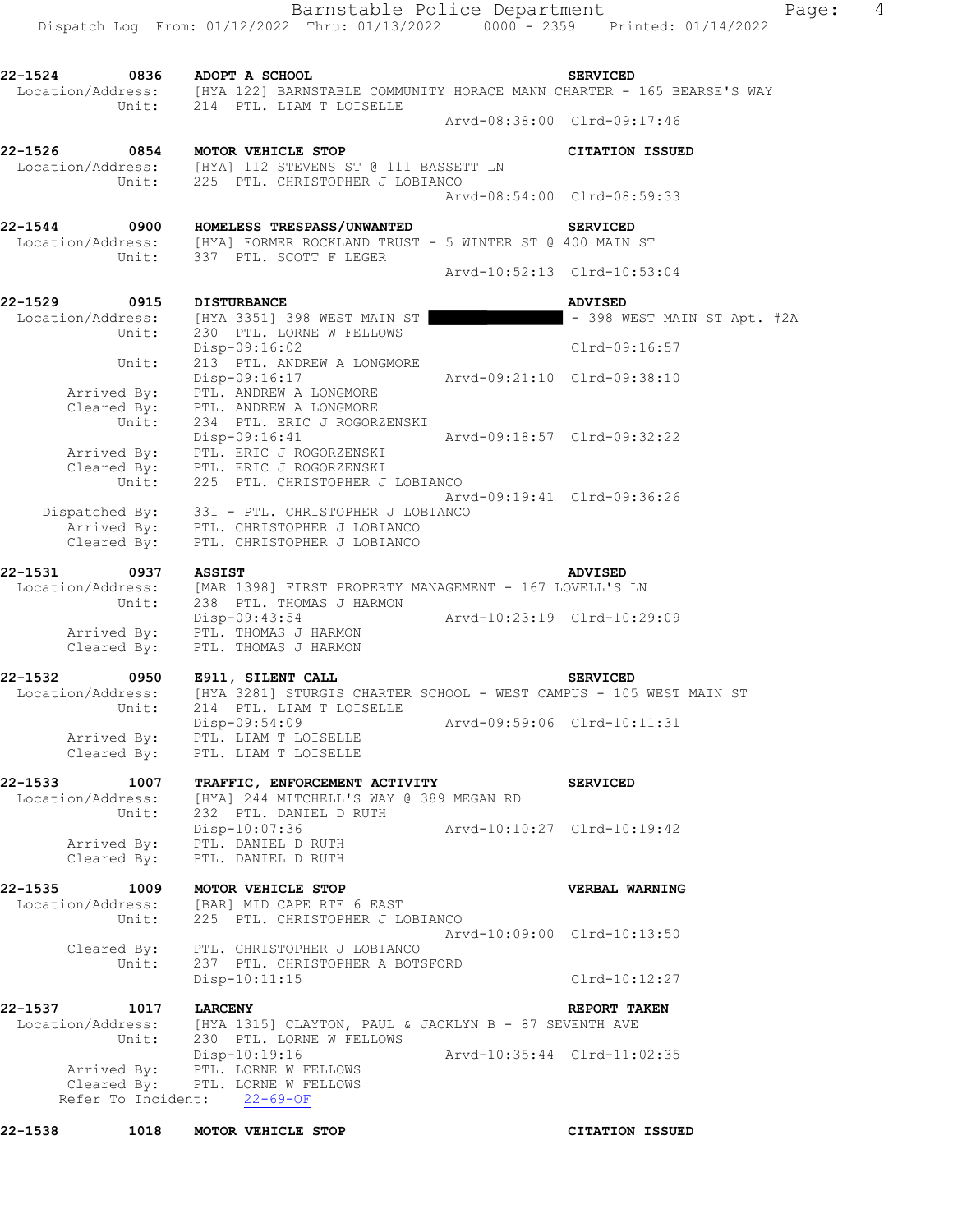**22-1524 0836 ADOPT A SCHOOL** **SERVICED**
Location/Address: [HYA 122] BARNSTABLE COMMUNITY HORACE MANN CHARTER - 165 BEARSE'S WAY
Unit: 214 PTL. LIAM T LOISELLE
Arvd-08:38:00 Clrd-09:17:46

**22-1526 0854 MOTOR VEHICLE STOP** **CITATION ISSUED**
Location/Address: [HYA] 112 STEVENS ST @ 111 BASSETT LN
Unit: 225 PTL. CHRISTOPHER J LOBIANCO
Arvd-08:54:00 Clrd-08:59:33

**22-1544 0900 HOMELESS TRESPASS/UNWANTED** **SERVICED**
Location/Address: [HYA] FORMER ROCKLAND TRUST - 5 WINTER ST @ 400 MAIN ST
Unit: 337 PTL. SCOTT F LEGER
Arvd-10:52:13 Clrd-10:53:04

**22-1529 0915 DISTURBANCE** **ADVISED**
Location/Address: [HYA 3351] 398 WEST MAIN ST ████████ - 398 WEST MAIN ST Apt. #2A
Unit: 230 PTL. LORNE W FELLOWS
Disp-09:16:02 Clrd-09:16:57
Unit: 213 PTL. ANDREW A LONGMORE
Disp-09:16:17 Arvd-09:21:10 Clrd-09:38:10
Arrived By: PTL. ANDREW A LONGMORE
Cleared By: PTL. ANDREW A LONGMORE
Unit: 234 PTL. ERIC J ROGORZENSKI
Disp-09:16:41 Arvd-09:18:57 Clrd-09:32:22
Arrived By: PTL. ERIC J ROGORZENSKI
Cleared By: PTL. ERIC J ROGORZENSKI
Unit: 225 PTL. CHRISTOPHER J LOBIANCO
Arvd-09:19:41 Clrd-09:36:26
Dispatched By: 331 - PTL. CHRISTOPHER J LOBIANCO
Arrived By: PTL. CHRISTOPHER J LOBIANCO
Cleared By: PTL. CHRISTOPHER J LOBIANCO

**22-1531 0937 ASSIST** **ADVISED**
Location/Address: [MAR 1398] FIRST PROPERTY MANAGEMENT - 167 LOVELL'S LN
Unit: 238 PTL. THOMAS J HARMON
Disp-09:43:54 Arvd-10:23:19 Clrd-10:29:09
Arrived By: PTL. THOMAS J HARMON
Cleared By: PTL. THOMAS J HARMON

**22-1532 0950 E911, SILENT CALL** **SERVICED**
Location/Address: [HYA 3281] STURGIS CHARTER SCHOOL - WEST CAMPUS - 105 WEST MAIN ST
Unit: 214 PTL. LIAM T LOISELLE
Disp-09:54:09 Arvd-09:59:06 Clrd-10:11:31
Arrived By: PTL. LIAM T LOISELLE
Cleared By: PTL. LIAM T LOISELLE

**22-1533 1007 TRAFFIC, ENFORCEMENT ACTIVITY** **SERVICED**
Location/Address: [HYA] 244 MITCHELL'S WAY @ 389 MEGAN RD
Unit: 232 PTL. DANIEL D RUTH
Disp-10:07:36 Arvd-10:10:27 Clrd-10:19:42
Arrived By: PTL. DANIEL D RUTH
Cleared By: PTL. DANIEL D RUTH

**22-1535 1009 MOTOR VEHICLE STOP** **VERBAL WARNING**
Location/Address: [BAR] MID CAPE RTE 6 EAST
Unit: 225 PTL. CHRISTOPHER J LOBIANCO
Arvd-10:09:00 Clrd-10:13:50
Cleared By: PTL. CHRISTOPHER J LOBIANCO
Unit: 237 PTL. CHRISTOPHER A BOTSFORD
Disp-10:11:15 Clrd-10:12:27

**22-1537 1017 LARCENY** **REPORT TAKEN**
Location/Address: [HYA 1315] CLAYTON, PAUL & JACKLYN B - 87 SEVENTH AVE
Unit: 230 PTL. LORNE W FELLOWS
Disp-10:19:16 Arvd-10:35:44 Clrd-11:02:35
Arrived By: PTL. LORNE W FELLOWS
Cleared By: PTL. LORNE W FELLOWS
Refer To Incident: 22-69-OF

**22-1538 1018 MOTOR VEHICLE STOP** **CITATION ISSUED**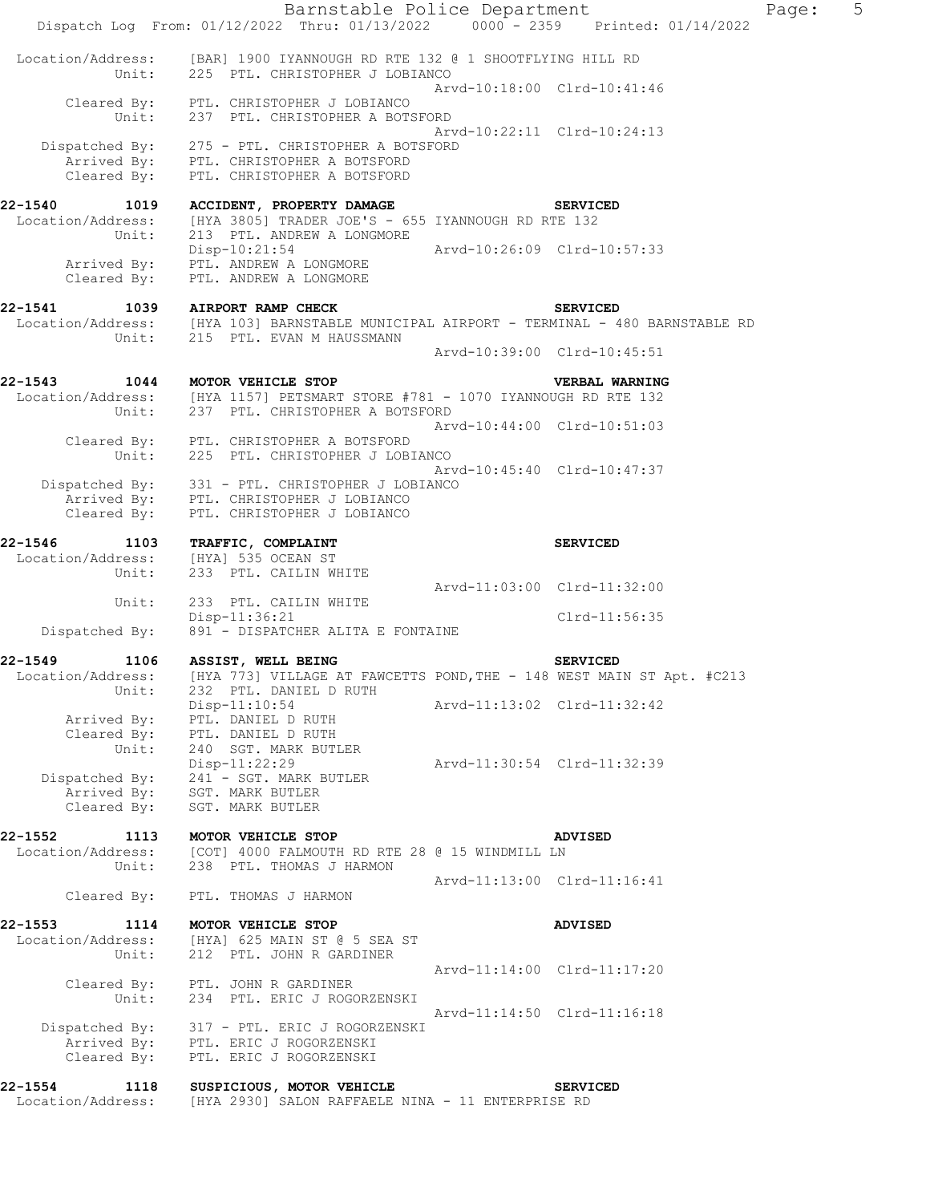```
Location/Address:   [BAR] 1900 IYANNOUGH RD RTE 132 @ 1 SHOOTFLYING HILL RD
           Unit:    225  PTL. CHRISTOPHER J LOBIANCO
                                                  Arvd-10:18:00  Clrd-10:41:46
     Cleared By:    PTL. CHRISTOPHER J LOBIANCO
           Unit:    237  PTL. CHRISTOPHER A BOTSFORD
                                                  Arvd-10:22:11  Clrd-10:24:13
  Dispatched By:    275 - PTL. CHRISTOPHER A BOTSFORD
     Arrived By:    PTL. CHRISTOPHER A BOTSFORD
     Cleared By:    PTL. CHRISTOPHER A BOTSFORD

22-1540        1019   ACCIDENT, PROPERTY DAMAGE                    SERVICED
 Location/Address:    [HYA 3805] TRADER JOE'S - 655 IYANNOUGH RD RTE 132
           Unit:    213  PTL. ANDREW A LONGMORE
                    Disp-10:21:54                 Arvd-10:26:09  Clrd-10:57:33
     Arrived By:    PTL. ANDREW A LONGMORE
     Cleared By:    PTL. ANDREW A LONGMORE

22-1541        1039   AIRPORT RAMP CHECK                           SERVICED
 Location/Address:    [HYA 103] BARNSTABLE MUNICIPAL AIRPORT - TERMINAL - 480 BARNSTABLE RD
           Unit:    215  PTL. EVAN M HAUSSMANN
                                                  Arvd-10:39:00  Clrd-10:45:51

22-1543        1044   MOTOR VEHICLE STOP                           VERBAL WARNING
 Location/Address:    [HYA 1157] PETSMART STORE #781 - 1070 IYANNOUGH RD RTE 132
           Unit:    237  PTL. CHRISTOPHER A BOTSFORD
                                                  Arvd-10:44:00  Clrd-10:51:03
     Cleared By:    PTL. CHRISTOPHER A BOTSFORD
           Unit:    225  PTL. CHRISTOPHER J LOBIANCO
                                                  Arvd-10:45:40  Clrd-10:47:37
  Dispatched By:    331 - PTL. CHRISTOPHER J LOBIANCO
     Arrived By:    PTL. CHRISTOPHER J LOBIANCO
     Cleared By:    PTL. CHRISTOPHER J LOBIANCO

22-1546        1103   TRAFFIC, COMPLAINT                           SERVICED
 Location/Address:    [HYA] 535 OCEAN ST
           Unit:    233  PTL. CAILIN WHITE
                                                  Arvd-11:03:00  Clrd-11:32:00
           Unit:    233  PTL. CAILIN WHITE
                    Disp-11:36:21                                Clrd-11:56:35
  Dispatched By:    891 - DISPATCHER ALITA E FONTAINE

22-1549        1106   ASSIST, WELL BEING                           SERVICED
 Location/Address:    [HYA 773] VILLAGE AT FAWCETTS POND,THE - 148 WEST MAIN ST Apt. #C213
           Unit:    232  PTL. DANIEL D RUTH
                    Disp-11:10:54                 Arvd-11:13:02  Clrd-11:32:42
     Arrived By:    PTL. DANIEL D RUTH
     Cleared By:    PTL. DANIEL D RUTH
           Unit:    240  SGT. MARK BUTLER
                    Disp-11:22:29                 Arvd-11:30:54  Clrd-11:32:39
  Dispatched By:    241 - SGT. MARK BUTLER
     Arrived By:    SGT. MARK BUTLER
     Cleared By:    SGT. MARK BUTLER

22-1552        1113   MOTOR VEHICLE STOP                           ADVISED
 Location/Address:    [COT] 4000 FALMOUTH RD RTE 28 @ 15 WINDMILL LN
           Unit:    238  PTL. THOMAS J HARMON
                                                  Arvd-11:13:00  Clrd-11:16:41
     Cleared By:    PTL. THOMAS J HARMON

22-1553        1114   MOTOR VEHICLE STOP                           ADVISED
 Location/Address:    [HYA] 625 MAIN ST @ 5 SEA ST
           Unit:    212  PTL. JOHN R GARDINER
                                                  Arvd-11:14:00  Clrd-11:17:20
     Cleared By:    PTL. JOHN R GARDINER
           Unit:    234  PTL. ERIC J ROGORZENSKI
                                                  Arvd-11:14:50  Clrd-11:16:18
  Dispatched By:    317 - PTL. ERIC J ROGORZENSKI
     Arrived By:    PTL. ERIC J ROGORZENSKI
     Cleared By:    PTL. ERIC J ROGORZENSKI

22-1554        1118   SUSPICIOUS, MOTOR VEHICLE                    SERVICED
 Location/Address:    [HYA 2930] SALON RAFFAELE NINA - 11 ENTERPRISE RD
```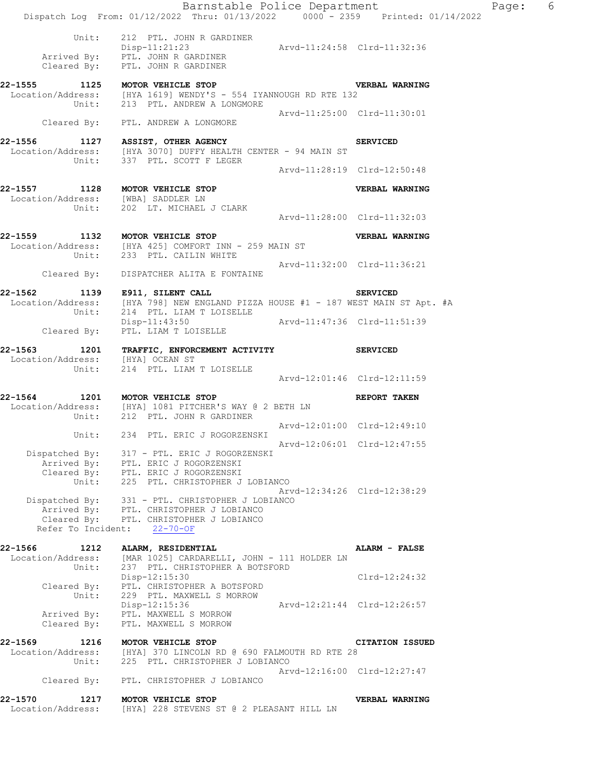```
          Unit:     212  PTL. JOHN R GARDINER
                    Disp-11:21:23                Arvd-11:24:58  Clrd-11:32:36
     Arrived By:    PTL. JOHN R GARDINER
     Cleared By:    PTL. JOHN R GARDINER

22-1555        1125   MOTOR VEHICLE STOP                           VERBAL WARNING
 Location/Address:    [HYA 1619] WENDY'S - 554 IYANNOUGH RD RTE 132
            Unit:     213  PTL. ANDREW A LONGMORE
                                                 Arvd-11:25:00  Clrd-11:30:01
      Cleared By:     PTL. ANDREW A LONGMORE

22-1556        1127   ASSIST, OTHER AGENCY                         SERVICED
 Location/Address:    [HYA 3070] DUFFY HEALTH CENTER - 94 MAIN ST
            Unit:     337  PTL. SCOTT F LEGER
                                                 Arvd-11:28:19  Clrd-12:50:48

22-1557        1128   MOTOR VEHICLE STOP                           VERBAL WARNING
 Location/Address:    [WBA] SADDLER LN
            Unit:     202  LT. MICHAEL J CLARK
                                                 Arvd-11:28:00  Clrd-11:32:03

22-1559        1132   MOTOR VEHICLE STOP                           VERBAL WARNING
 Location/Address:    [HYA 425] COMFORT INN - 259 MAIN ST
            Unit:     233  PTL. CAILIN WHITE
                                                 Arvd-11:32:00  Clrd-11:36:21
      Cleared By:     DISPATCHER ALITA E FONTAINE

22-1562        1139   E911, SILENT CALL                            SERVICED
 Location/Address:    [HYA 798] NEW ENGLAND PIZZA HOUSE #1 - 187 WEST MAIN ST Apt. #A
            Unit:     214  PTL. LIAM T LOISELLE
                      Disp-11:43:50              Arvd-11:47:36  Clrd-11:51:39
      Cleared By:     PTL. LIAM T LOISELLE

22-1563        1201   TRAFFIC, ENFORCEMENT ACTIVITY                SERVICED
 Location/Address:    [HYA] OCEAN ST
            Unit:     214  PTL. LIAM T LOISELLE
                                                 Arvd-12:01:46  Clrd-12:11:59

22-1564        1201   MOTOR VEHICLE STOP                           REPORT TAKEN
 Location/Address:    [HYA] 1081 PITCHER'S WAY @ 2 BETH LN
            Unit:     212  PTL. JOHN R GARDINER
                                                 Arvd-12:01:00  Clrd-12:49:10
            Unit:     234  PTL. ERIC J ROGORZENSKI
                                                 Arvd-12:06:01  Clrd-12:47:55
   Dispatched By:     317 - PTL. ERIC J ROGORZENSKI
      Arrived By:     PTL. ERIC J ROGORZENSKI
      Cleared By:     PTL. ERIC J ROGORZENSKI
            Unit:     225  PTL. CHRISTOPHER J LOBIANCO
                                                 Arvd-12:34:26  Clrd-12:38:29
   Dispatched By:     331 - PTL. CHRISTOPHER J LOBIANCO
      Arrived By:     PTL. CHRISTOPHER J LOBIANCO
      Cleared By:     PTL. CHRISTOPHER J LOBIANCO
  Refer To Incident:    22-70-OF

22-1566        1212   ALARM, RESIDENTIAL                           ALARM - FALSE
 Location/Address:    [MAR 1025] CARDARELLI, JOHN - 111 HOLDER LN
            Unit:     237  PTL. CHRISTOPHER A BOTSFORD
                      Disp-12:15:30                             Clrd-12:24:32
      Cleared By:     PTL. CHRISTOPHER A BOTSFORD
            Unit:     229  PTL. MAXWELL S MORROW
                      Disp-12:15:36              Arvd-12:21:44  Clrd-12:26:57
      Arrived By:     PTL. MAXWELL S MORROW
      Cleared By:     PTL. MAXWELL S MORROW

22-1569        1216   MOTOR VEHICLE STOP                           CITATION ISSUED
 Location/Address:    [HYA] 370 LINCOLN RD @ 690 FALMOUTH RD RTE 28
            Unit:     225  PTL. CHRISTOPHER J LOBIANCO
                                                 Arvd-12:16:00  Clrd-12:27:47
      Cleared By:     PTL. CHRISTOPHER J LOBIANCO

22-1570        1217   MOTOR VEHICLE STOP                           VERBAL WARNING
 Location/Address:    [HYA] 228 STEVENS ST @ 2 PLEASANT HILL LN
```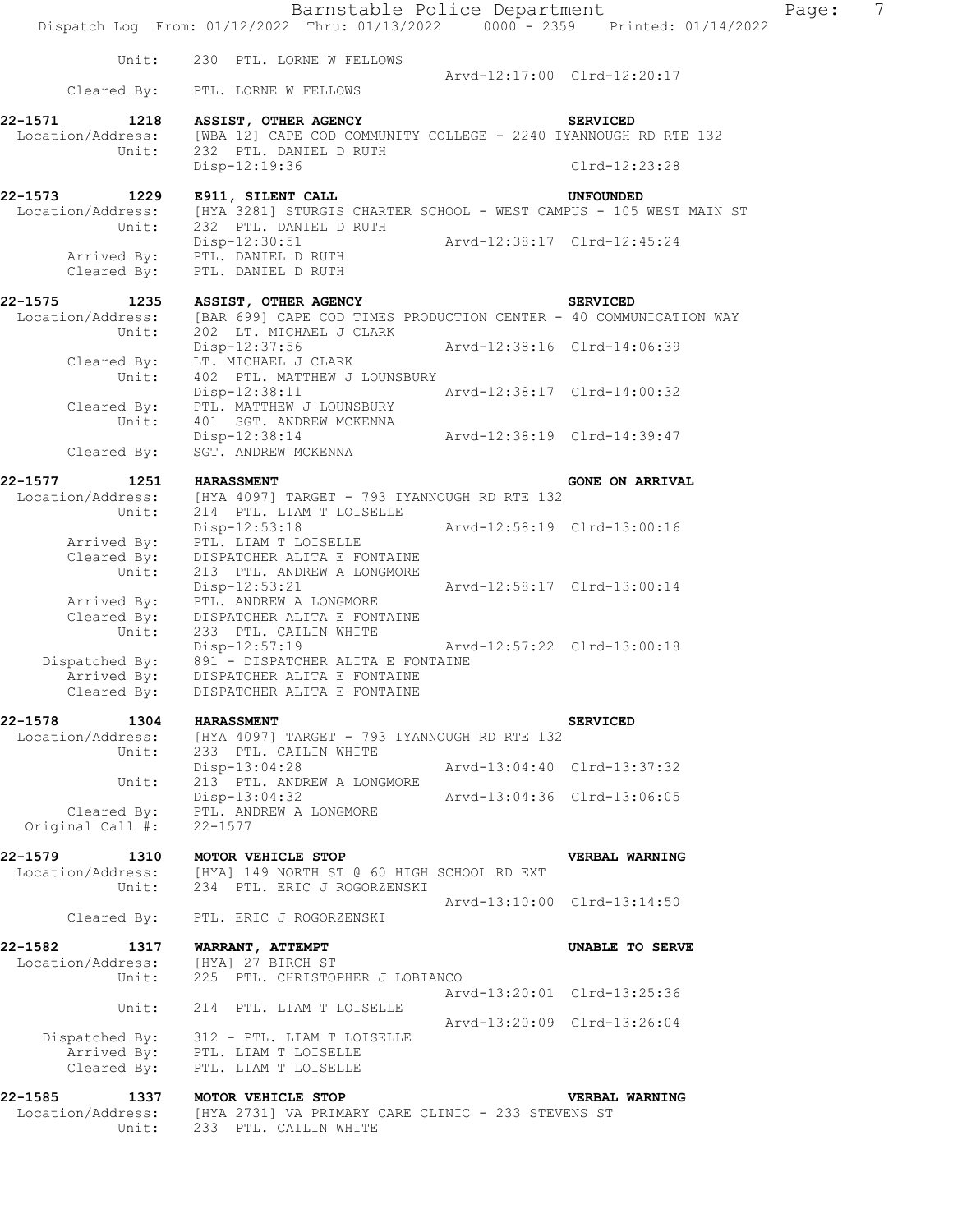```
           Unit:    230  PTL. LORNE W FELLOWS
                                                  Arvd-12:17:00  Clrd-12:20:17
      Cleared By:   PTL. LORNE W FELLOWS

22-1571      1218   ASSIST, OTHER AGENCY                          SERVICED
 Location/Address:  [WBA 12] CAPE COD COMMUNITY COLLEGE - 2240 IYANNOUGH RD RTE 132
            Unit:   232  PTL. DANIEL D RUTH
                    Disp-12:19:36                                Clrd-12:23:28

22-1573      1229   E911, SILENT CALL                             UNFOUNDED
 Location/Address:  [HYA 3281] STURGIS CHARTER SCHOOL - WEST CAMPUS - 105 WEST MAIN ST
            Unit:   232  PTL. DANIEL D RUTH
                    Disp-12:30:51               Arvd-12:38:17  Clrd-12:45:24
      Arrived By:   PTL. DANIEL D RUTH
      Cleared By:   PTL. DANIEL D RUTH

22-1575      1235   ASSIST, OTHER AGENCY                          SERVICED
 Location/Address:  [BAR 699] CAPE COD TIMES PRODUCTION CENTER - 40 COMMUNICATION WAY
            Unit:   202  LT. MICHAEL J CLARK
                    Disp-12:37:56               Arvd-12:38:16  Clrd-14:06:39
      Cleared By:   LT. MICHAEL J CLARK
            Unit:   402  PTL. MATTHEW J LOUNSBURY
                    Disp-12:38:11               Arvd-12:38:17  Clrd-14:00:32
      Cleared By:   PTL. MATTHEW J LOUNSBURY
            Unit:   401  SGT. ANDREW MCKENNA
                    Disp-12:38:14               Arvd-12:38:19  Clrd-14:39:47
      Cleared By:   SGT. ANDREW MCKENNA

22-1577      1251   HARASSMENT                                    GONE ON ARRIVAL
 Location/Address:  [HYA 4097] TARGET - 793 IYANNOUGH RD RTE 132
            Unit:   214  PTL. LIAM T LOISELLE
                    Disp-12:53:18               Arvd-12:58:19  Clrd-13:00:16
      Arrived By:   PTL. LIAM T LOISELLE
      Cleared By:   DISPATCHER ALITA E FONTAINE
            Unit:   213  PTL. ANDREW A LONGMORE
                    Disp-12:53:21               Arvd-12:58:17  Clrd-13:00:14
      Arrived By:   PTL. ANDREW A LONGMORE
      Cleared By:   DISPATCHER ALITA E FONTAINE
            Unit:   233  PTL. CAILIN WHITE
                    Disp-12:57:19               Arvd-12:57:22  Clrd-13:00:18
   Dispatched By:   891 - DISPATCHER ALITA E FONTAINE
      Arrived By:   DISPATCHER ALITA E FONTAINE
      Cleared By:   DISPATCHER ALITA E FONTAINE

22-1578      1304   HARASSMENT                                    SERVICED
 Location/Address:  [HYA 4097] TARGET - 793 IYANNOUGH RD RTE 132
            Unit:   233  PTL. CAILIN WHITE
                    Disp-13:04:28               Arvd-13:04:40  Clrd-13:37:32
            Unit:   213  PTL. ANDREW A LONGMORE
                    Disp-13:04:32               Arvd-13:04:36  Clrd-13:06:05
      Cleared By:   PTL. ANDREW A LONGMORE
 Original Call #:   22-1577

22-1579      1310   MOTOR VEHICLE STOP                            VERBAL WARNING
 Location/Address:  [HYA] 149 NORTH ST @ 60 HIGH SCHOOL RD EXT
            Unit:   234  PTL. ERIC J ROGORZENSKI
                                                Arvd-13:10:00  Clrd-13:14:50
      Cleared By:   PTL. ERIC J ROGORZENSKI

22-1582      1317   WARRANT, ATTEMPT                              UNABLE TO SERVE
 Location/Address:  [HYA] 27 BIRCH ST
            Unit:   225  PTL. CHRISTOPHER J LOBIANCO
                                                Arvd-13:20:01  Clrd-13:25:36
            Unit:   214  PTL. LIAM T LOISELLE
                                                Arvd-13:20:09  Clrd-13:26:04
   Dispatched By:   312 - PTL. LIAM T LOISELLE
      Arrived By:   PTL. LIAM T LOISELLE
      Cleared By:   PTL. LIAM T LOISELLE

22-1585      1337   MOTOR VEHICLE STOP                            VERBAL WARNING
 Location/Address:  [HYA 2731] VA PRIMARY CARE CLINIC - 233 STEVENS ST
            Unit:   233  PTL. CAILIN WHITE
```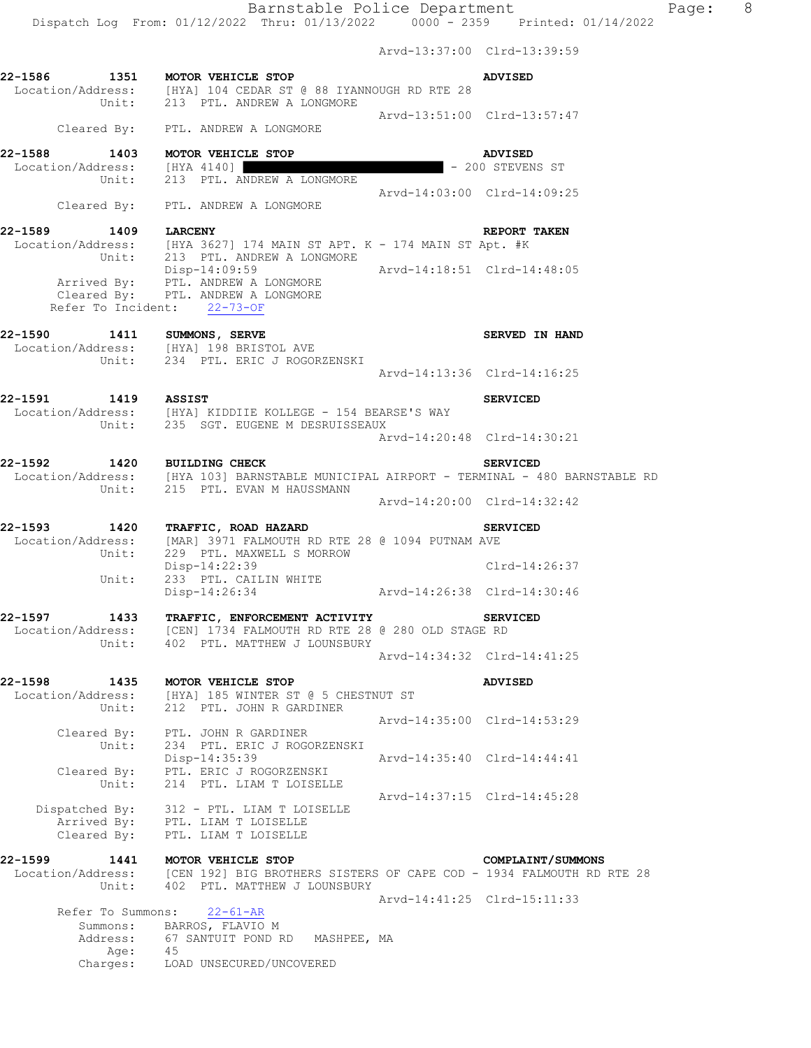Arvd-13:37:00 Clrd-13:39:59

**22-1586 1351 MOTOR VEHICLE STOP** — **ADVISED**
Location/Address: [HYA] 104 CEDAR ST @ 88 IYANNOUGH RD RTE 28
Unit: 213 PTL. ANDREW A LONGMORE
Arvd-13:51:00 Clrd-13:57:47
Cleared By: PTL. ANDREW A LONGMORE

**22-1588 1403 MOTOR VEHICLE STOP** — **ADVISED**
Location/Address: [HYA 4140] ██████████ - 200 STEVENS ST
Unit: 213 PTL. ANDREW A LONGMORE
Arvd-14:03:00 Clrd-14:09:25
Cleared By: PTL. ANDREW A LONGMORE

**22-1589 1409 LARCENY** — **REPORT TAKEN**
Location/Address: [HYA 3627] 174 MAIN ST APT. K - 174 MAIN ST Apt. #K
Unit: 213 PTL. ANDREW A LONGMORE
Disp-14:09:59 Arvd-14:18:51 Clrd-14:48:05
Arrived By: PTL. ANDREW A LONGMORE
Cleared By: PTL. ANDREW A LONGMORE
Refer To Incident: 22-73-OF

**22-1590 1411 SUMMONS, SERVE** — **SERVED IN HAND**
Location/Address: [HYA] 198 BRISTOL AVE
Unit: 234 PTL. ERIC J ROGORZENSKI
Arvd-14:13:36 Clrd-14:16:25

**22-1591 1419 ASSIST** — **SERVICED**
Location/Address: [HYA] KIDDIIE KOLLEGE - 154 BEARSE'S WAY
Unit: 235 SGT. EUGENE M DESRUISSEAUX
Arvd-14:20:48 Clrd-14:30:21

**22-1592 1420 BUILDING CHECK** — **SERVICED**
Location/Address: [HYA 103] BARNSTABLE MUNICIPAL AIRPORT - TERMINAL - 480 BARNSTABLE RD
Unit: 215 PTL. EVAN M HAUSSMANN
Arvd-14:20:00 Clrd-14:32:42

**22-1593 1420 TRAFFIC, ROAD HAZARD** — **SERVICED**
Location/Address: [MAR] 3971 FALMOUTH RD RTE 28 @ 1094 PUTNAM AVE
Unit: 229 PTL. MAXWELL S MORROW
Disp-14:22:39 Clrd-14:26:37
Unit: 233 PTL. CAILIN WHITE
Disp-14:26:34 Arvd-14:26:38 Clrd-14:30:46

**22-1597 1433 TRAFFIC, ENFORCEMENT ACTIVITY** — **SERVICED**
Location/Address: [CEN] 1734 FALMOUTH RD RTE 28 @ 280 OLD STAGE RD
Unit: 402 PTL. MATTHEW J LOUNSBURY
Arvd-14:34:32 Clrd-14:41:25

**22-1598 1435 MOTOR VEHICLE STOP** — **ADVISED**
Location/Address: [HYA] 185 WINTER ST @ 5 CHESTNUT ST
Unit: 212 PTL. JOHN R GARDINER
Arvd-14:35:00 Clrd-14:53:29
Cleared By: PTL. JOHN R GARDINER
Unit: 234 PTL. ERIC J ROGORZENSKI
Disp-14:35:39 Arvd-14:35:40 Clrd-14:44:41
Cleared By: PTL. ERIC J ROGORZENSKI
Unit: 214 PTL. LIAM T LOISELLE
Arvd-14:37:15 Clrd-14:45:28
Dispatched By: 312 - PTL. LIAM T LOISELLE
Arrived By: PTL. LIAM T LOISELLE
Cleared By: PTL. LIAM T LOISELLE

**22-1599 1441 MOTOR VEHICLE STOP** — **COMPLAINT/SUMMONS**
Location/Address: [CEN 192] BIG BROTHERS SISTERS OF CAPE COD - 1934 FALMOUTH RD RTE 28
Unit: 402 PTL. MATTHEW J LOUNSBURY
Arvd-14:41:25 Clrd-15:11:33
Refer To Summons: 22-61-AR
Summons: BARROS, FLAVIO M
Address: 67 SANTUIT POND RD MASHPEE, MA
Age: 45
Charges: LOAD UNSECURED/UNCOVERED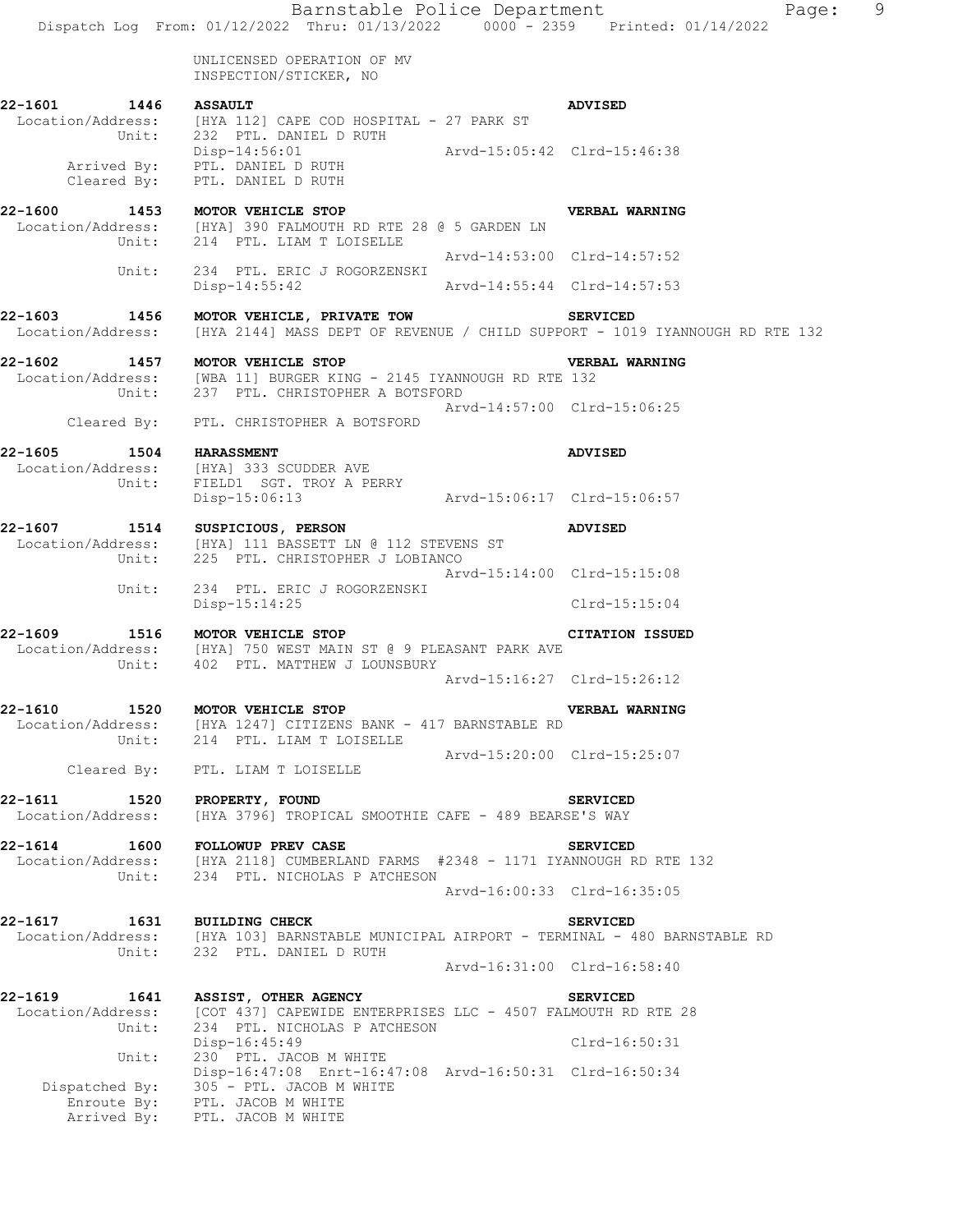UNLICENSED OPERATION OF MV
INSPECTION/STICKER, NO

**22-1601 1446 ASSAULT** **ADVISED**
Location/Address: [HYA 112] CAPE COD HOSPITAL - 27 PARK ST
Unit: 232 PTL. DANIEL D RUTH
Disp-14:56:01 Arvd-15:05:42 Clrd-15:46:38
Arrived By: PTL. DANIEL D RUTH
Cleared By: PTL. DANIEL D RUTH

**22-1600 1453 MOTOR VEHICLE STOP** **VERBAL WARNING**
Location/Address: [HYA] 390 FALMOUTH RD RTE 28 @ 5 GARDEN LN
Unit: 214 PTL. LIAM T LOISELLE
Arvd-14:53:00 Clrd-14:57:52
Unit: 234 PTL. ERIC J ROGORZENSKI
Disp-14:55:42 Arvd-14:55:44 Clrd-14:57:53

**22-1603 1456 MOTOR VEHICLE, PRIVATE TOW** **SERVICED**
Location/Address: [HYA 2144] MASS DEPT OF REVENUE / CHILD SUPPORT - 1019 IYANNOUGH RD RTE 132

**22-1602 1457 MOTOR VEHICLE STOP** **VERBAL WARNING**
Location/Address: [WBA 11] BURGER KING - 2145 IYANNOUGH RD RTE 132
Unit: 237 PTL. CHRISTOPHER A BOTSFORD
Arvd-14:57:00 Clrd-15:06:25
Cleared By: PTL. CHRISTOPHER A BOTSFORD

**22-1605 1504 HARASSMENT** **ADVISED**
Location/Address: [HYA] 333 SCUDDER AVE
Unit: FIELD1 SGT. TROY A PERRY
Disp-15:06:13 Arvd-15:06:17 Clrd-15:06:57

**22-1607 1514 SUSPICIOUS, PERSON** **ADVISED**
Location/Address: [HYA] 111 BASSETT LN @ 112 STEVENS ST
Unit: 225 PTL. CHRISTOPHER J LOBIANCO
Arvd-15:14:00 Clrd-15:15:08
Unit: 234 PTL. ERIC J ROGORZENSKI
Disp-15:14:25 Clrd-15:15:04

**22-1609 1516 MOTOR VEHICLE STOP** **CITATION ISSUED**
Location/Address: [HYA] 750 WEST MAIN ST @ 9 PLEASANT PARK AVE
Unit: 402 PTL. MATTHEW J LOUNSBURY
Arvd-15:16:27 Clrd-15:26:12

**22-1610 1520 MOTOR VEHICLE STOP** **VERBAL WARNING**
Location/Address: [HYA 1247] CITIZENS BANK - 417 BARNSTABLE RD
Unit: 214 PTL. LIAM T LOISELLE
Arvd-15:20:00 Clrd-15:25:07
Cleared By: PTL. LIAM T LOISELLE

**22-1611 1520 PROPERTY, FOUND** **SERVICED**
Location/Address: [HYA 3796] TROPICAL SMOOTHIE CAFE - 489 BEARSE'S WAY

**22-1614 1600 FOLLOWUP PREV CASE** **SERVICED**
Location/Address: [HYA 2118] CUMBERLAND FARMS #2348 - 1171 IYANNOUGH RD RTE 132
Unit: 234 PTL. NICHOLAS P ATCHESON
Arvd-16:00:33 Clrd-16:35:05

**22-1617 1631 BUILDING CHECK** **SERVICED**
Location/Address: [HYA 103] BARNSTABLE MUNICIPAL AIRPORT - TERMINAL - 480 BARNSTABLE RD
Unit: 232 PTL. DANIEL D RUTH
Arvd-16:31:00 Clrd-16:58:40

**22-1619 1641 ASSIST, OTHER AGENCY** **SERVICED**
Location/Address: [COT 437] CAPEWIDE ENTERPRISES LLC - 4507 FALMOUTH RD RTE 28
Unit: 234 PTL. NICHOLAS P ATCHESON
Disp-16:45:49 Clrd-16:50:31
Unit: 230 PTL. JACOB M WHITE
Disp-16:47:08 Enrt-16:47:08 Arvd-16:50:31 Clrd-16:50:34
Dispatched By: 305 - PTL. JACOB M WHITE
Enroute By: PTL. JACOB M WHITE
Arrived By: PTL. JACOB M WHITE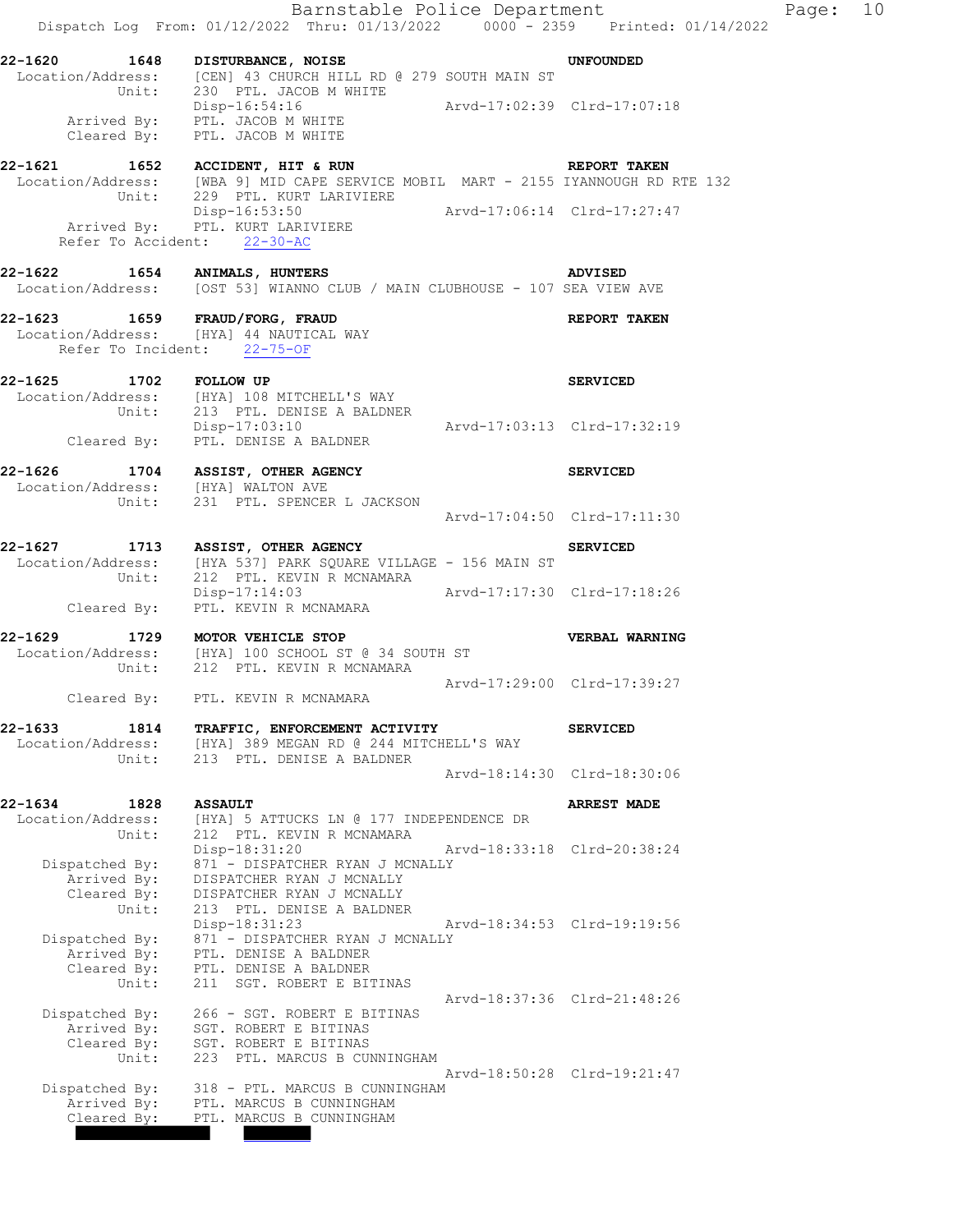22-1620 1648 **DISTURBANCE, NOISE** **UNFOUNDED**
Location/Address: [CEN] 43 CHURCH HILL RD @ 279 SOUTH MAIN ST
Unit: 230 PTL. JACOB M WHITE
Disp-16:54:16 Arvd-17:02:39 Clrd-17:07:18
Arrived By: PTL. JACOB M WHITE
Cleared By: PTL. JACOB M WHITE

22-1621 1652 **ACCIDENT, HIT & RUN** **REPORT TAKEN**
Location/Address: [WBA 9] MID CAPE SERVICE MOBIL MART - 2155 IYANNOUGH RD RTE 132
Unit: 229 PTL. KURT LARIVIERE
Disp-16:53:50 Arvd-17:06:14 Clrd-17:27:47
Arrived By: PTL. KURT LARIVIERE
Refer To Accident: 22-30-AC

22-1622 1654 **ANIMALS, HUNTERS** **ADVISED**
Location/Address: [OST 53] WIANNO CLUB / MAIN CLUBHOUSE - 107 SEA VIEW AVE

22-1623 1659 **FRAUD/FORG, FRAUD** **REPORT TAKEN**
Location/Address: [HYA] 44 NAUTICAL WAY
Refer To Incident: 22-75-OF

22-1625 1702 **FOLLOW UP** **SERVICED**
Location/Address: [HYA] 108 MITCHELL'S WAY
Unit: 213 PTL. DENISE A BALDNER
Disp-17:03:10 Arvd-17:03:13 Clrd-17:32:19
Cleared By: PTL. DENISE A BALDNER

22-1626 1704 **ASSIST, OTHER AGENCY** **SERVICED**
Location/Address: [HYA] WALTON AVE
Unit: 231 PTL. SPENCER L JACKSON
Arvd-17:04:50 Clrd-17:11:30

22-1627 1713 **ASSIST, OTHER AGENCY** **SERVICED**
Location/Address: [HYA 537] PARK SQUARE VILLAGE - 156 MAIN ST
Unit: 212 PTL. KEVIN R MCNAMARA
Disp-17:14:03 Arvd-17:17:30 Clrd-17:18:26
Cleared By: PTL. KEVIN R MCNAMARA

22-1629 1729 **MOTOR VEHICLE STOP** **VERBAL WARNING**
Location/Address: [HYA] 100 SCHOOL ST @ 34 SOUTH ST
Unit: 212 PTL. KEVIN R MCNAMARA
Arvd-17:29:00 Clrd-17:39:27
Cleared By: PTL. KEVIN R MCNAMARA

22-1633 1814 **TRAFFIC, ENFORCEMENT ACTIVITY** **SERVICED**
Location/Address: [HYA] 389 MEGAN RD @ 244 MITCHELL'S WAY
Unit: 213 PTL. DENISE A BALDNER
Arvd-18:14:30 Clrd-18:30:06

22-1634 1828 **ASSAULT** **ARREST MADE**
Location/Address: [HYA] 5 ATTUCKS LN @ 177 INDEPENDENCE DR
Unit: 212 PTL. KEVIN R MCNAMARA
Disp-18:31:20 Arvd-18:33:18 Clrd-20:38:24
Dispatched By: 871 - DISPATCHER RYAN J MCNALLY
Arrived By: DISPATCHER RYAN J MCNALLY
Cleared By: DISPATCHER RYAN J MCNALLY
Unit: 213 PTL. DENISE A BALDNER
Disp-18:31:23 Arvd-18:34:53 Clrd-19:19:56
Dispatched By: 871 - DISPATCHER RYAN J MCNALLY
Arrived By: PTL. DENISE A BALDNER
Cleared By: PTL. DENISE A BALDNER
Unit: 211 SGT. ROBERT E BITINAS
Arvd-18:37:36 Clrd-21:48:26
Dispatched By: 266 - SGT. ROBERT E BITINAS
Arrived By: SGT. ROBERT E BITINAS
Cleared By: SGT. ROBERT E BITINAS
Unit: 223 PTL. MARCUS B CUNNINGHAM
Arvd-18:50:28 Clrd-19:21:47
Dispatched By: 318 - PTL. MARCUS B CUNNINGHAM
Arrived By: PTL. MARCUS B CUNNINGHAM
Cleared By: PTL. MARCUS B CUNNINGHAM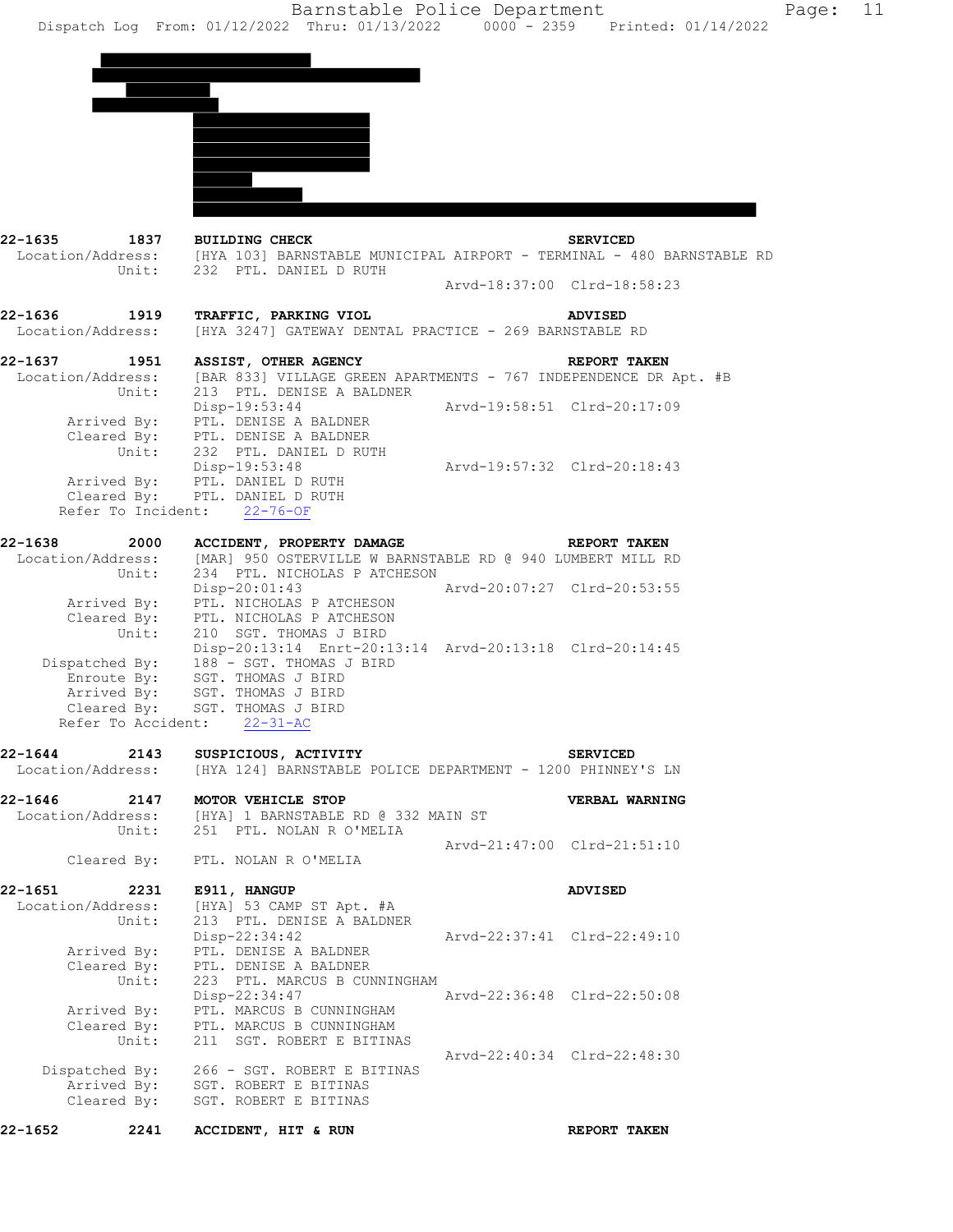22-1635 1837 **BUILDING CHECK** **SERVICED**
Location/Address: [HYA 103] BARNSTABLE MUNICIPAL AIRPORT - TERMINAL - 480 BARNSTABLE RD
Unit: 232 PTL. DANIEL D RUTH
Arvd-18:37:00 Clrd-18:58:23

22-1636 1919 **TRAFFIC, PARKING VIOL** **ADVISED**
Location/Address: [HYA 3247] GATEWAY DENTAL PRACTICE - 269 BARNSTABLE RD

22-1637 1951 **ASSIST, OTHER AGENCY** **REPORT TAKEN**
Location/Address: [BAR 833] VILLAGE GREEN APARTMENTS - 767 INDEPENDENCE DR Apt. #B
Unit: 213 PTL. DENISE A BALDNER
Disp-19:53:44 Arvd-19:58:51 Clrd-20:17:09
Arrived By: PTL. DENISE A BALDNER
Cleared By: PTL. DENISE A BALDNER
Unit: 232 PTL. DANIEL D RUTH
Disp-19:53:48 Arvd-19:57:32 Clrd-20:18:43
Arrived By: PTL. DANIEL D RUTH
Cleared By: PTL. DANIEL D RUTH
Refer To Incident: 22-76-OF

22-1638 2000 **ACCIDENT, PROPERTY DAMAGE** **REPORT TAKEN**
Location/Address: [MAR] 950 OSTERVILLE W BARNSTABLE RD @ 940 LUMBERT MILL RD
Unit: 234 PTL. NICHOLAS P ATCHESON
Disp-20:01:43 Arvd-20:07:27 Clrd-20:53:55
Arrived By: PTL. NICHOLAS P ATCHESON
Cleared By: PTL. NICHOLAS P ATCHESON
Unit: 210 SGT. THOMAS J BIRD
Disp-20:13:14 Enrt-20:13:14 Arvd-20:13:18 Clrd-20:14:45
Dispatched By: 188 - SGT. THOMAS J BIRD
Enroute By: SGT. THOMAS J BIRD
Arrived By: SGT. THOMAS J BIRD
Cleared By: SGT. THOMAS J BIRD
Refer To Accident: 22-31-AC

22-1644 2143 **SUSPICIOUS, ACTIVITY** **SERVICED**
Location/Address: [HYA 124] BARNSTABLE POLICE DEPARTMENT - 1200 PHINNEY'S LN

22-1646 2147 **MOTOR VEHICLE STOP** **VERBAL WARNING**
Location/Address: [HYA] 1 BARNSTABLE RD @ 332 MAIN ST
Unit: 251 PTL. NOLAN R O'MELIA
Arvd-21:47:00 Clrd-21:51:10
Cleared By: PTL. NOLAN R O'MELIA

22-1651 2231 **E911, HANGUP** **ADVISED**
Location/Address: [HYA] 53 CAMP ST Apt. #A
Unit: 213 PTL. DENISE A BALDNER
Disp-22:34:42 Arvd-22:37:41 Clrd-22:49:10
Arrived By: PTL. DENISE A BALDNER
Cleared By: PTL. DENISE A BALDNER
Unit: 223 PTL. MARCUS B CUNNINGHAM
Disp-22:34:47 Arvd-22:36:48 Clrd-22:50:08
Arrived By: PTL. MARCUS B CUNNINGHAM
Cleared By: PTL. MARCUS B CUNNINGHAM
Unit: 211 SGT. ROBERT E BITINAS
Arvd-22:40:34 Clrd-22:48:30
Dispatched By: 266 - SGT. ROBERT E BITINAS
Arrived By: SGT. ROBERT E BITINAS
Cleared By: SGT. ROBERT E BITINAS

22-1652 2241 **ACCIDENT, HIT & RUN** **REPORT TAKEN**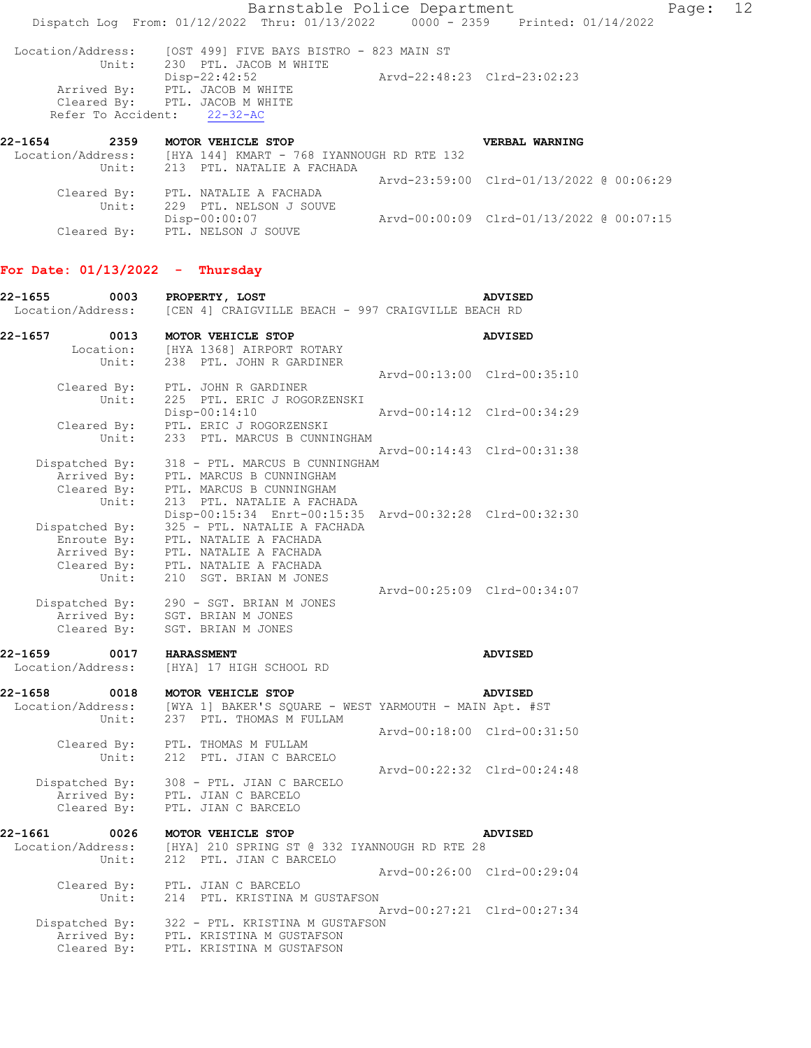```
 Location/Address:    [OST 499] FIVE BAYS BISTRO - 823 MAIN ST
            Unit:     230  PTL. JACOB M WHITE
                      Disp-22:42:52                  Arvd-22:48:23  Clrd-23:02:23
      Arrived By:     PTL. JACOB M WHITE
      Cleared By:     PTL. JACOB M WHITE
    Refer To Accident:    22-32-AC

22-1654        2359   MOTOR VEHICLE STOP                              VERBAL WARNING
 Location/Address:    [HYA 144] KMART - 768 IYANNOUGH RD RTE 132
            Unit:     213  PTL. NATALIE A FACHADA
                                                     Arvd-23:59:00  Clrd-01/13/2022 @ 00:06:29
      Cleared By:     PTL. NATALIE A FACHADA
            Unit:     229  PTL. NELSON J SOUVE
                      Disp-00:00:07                  Arvd-00:00:09  Clrd-01/13/2022 @ 00:07:15
      Cleared By:     PTL. NELSON J SOUVE
```

**For Date: 01/13/2022 - Thursday**

```
22-1655        0003   PROPERTY, LOST                                  ADVISED
 Location/Address:    [CEN 4] CRAIGVILLE BEACH - 997 CRAIGVILLE BEACH RD

22-1657        0013   MOTOR VEHICLE STOP                              ADVISED
        Location:     [HYA 1368] AIRPORT ROTARY
            Unit:     238  PTL. JOHN R GARDINER
                                                     Arvd-00:13:00  Clrd-00:35:10
      Cleared By:     PTL. JOHN R GARDINER
            Unit:     225  PTL. ERIC J ROGORZENSKI
                      Disp-00:14:10                  Arvd-00:14:12  Clrd-00:34:29
      Cleared By:     PTL. ERIC J ROGORZENSKI
            Unit:     233  PTL. MARCUS B CUNNINGHAM
                                                     Arvd-00:14:43  Clrd-00:31:38
   Dispatched By:     318 - PTL. MARCUS B CUNNINGHAM
      Arrived By:     PTL. MARCUS B CUNNINGHAM
      Cleared By:     PTL. MARCUS B CUNNINGHAM
            Unit:     213  PTL. NATALIE A FACHADA
                      Disp-00:15:34  Enrt-00:15:35  Arvd-00:32:28  Clrd-00:32:30
   Dispatched By:     325 - PTL. NATALIE A FACHADA
      Enroute By:     PTL. NATALIE A FACHADA
      Arrived By:     PTL. NATALIE A FACHADA
      Cleared By:     PTL. NATALIE A FACHADA
            Unit:     210  SGT. BRIAN M JONES
                                                     Arvd-00:25:09  Clrd-00:34:07
   Dispatched By:     290 - SGT. BRIAN M JONES
      Arrived By:     SGT. BRIAN M JONES
      Cleared By:     SGT. BRIAN M JONES

22-1659        0017   HARASSMENT                                      ADVISED
 Location/Address:    [HYA] 17 HIGH SCHOOL RD

22-1658        0018   MOTOR VEHICLE STOP                              ADVISED
 Location/Address:    [WYA 1] BAKER'S SQUARE - WEST YARMOUTH - MAIN Apt. #ST
            Unit:     237  PTL. THOMAS M FULLAM
                                                     Arvd-00:18:00  Clrd-00:31:50
      Cleared By:     PTL. THOMAS M FULLAM
            Unit:     212  PTL. JIAN C BARCELO
                                                     Arvd-00:22:32  Clrd-00:24:48
   Dispatched By:     308 - PTL. JIAN C BARCELO
      Arrived By:     PTL. JIAN C BARCELO
      Cleared By:     PTL. JIAN C BARCELO

22-1661        0026   MOTOR VEHICLE STOP                              ADVISED
 Location/Address:    [HYA] 210 SPRING ST @ 332 IYANNOUGH RD RTE 28
            Unit:     212  PTL. JIAN C BARCELO
                                                     Arvd-00:26:00  Clrd-00:29:04
      Cleared By:     PTL. JIAN C BARCELO
            Unit:     214  PTL. KRISTINA M GUSTAFSON
                                                     Arvd-00:27:21  Clrd-00:27:34
   Dispatched By:     322 - PTL. KRISTINA M GUSTAFSON
      Arrived By:     PTL. KRISTINA M GUSTAFSON
      Cleared By:     PTL. KRISTINA M GUSTAFSON
```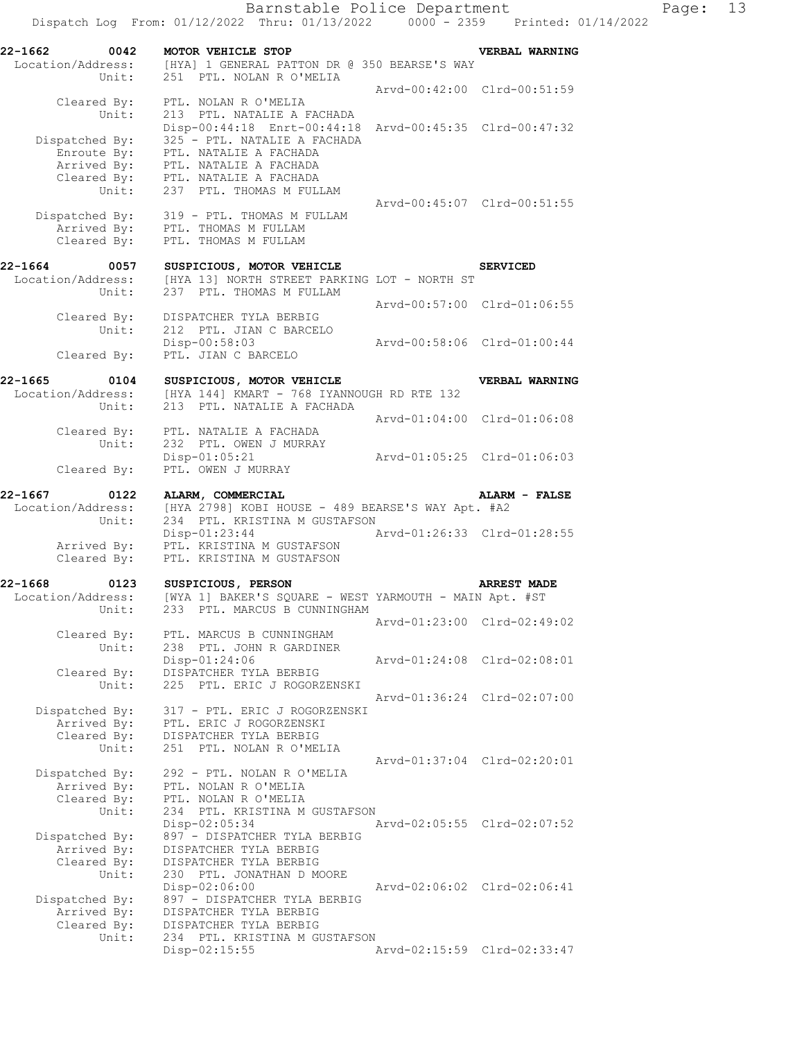**22-1662 0042 MOTOR VEHICLE STOP — VERBAL WARNING**

```
 Location/Address:   [HYA] 1 GENERAL PATTON DR @ 350 BEARSE'S WAY
            Unit:    251  PTL. NOLAN R O'MELIA
                                                 Arvd-00:42:00  Clrd-00:51:59
      Cleared By:    PTL. NOLAN R O'MELIA
            Unit:    213  PTL. NATALIE A FACHADA
                     Disp-00:44:18  Enrt-00:44:18  Arvd-00:45:35  Clrd-00:47:32
  Dispatched By:     325 - PTL. NATALIE A FACHADA
      Enroute By:    PTL. NATALIE A FACHADA
      Arrived By:    PTL. NATALIE A FACHADA
      Cleared By:    PTL. NATALIE A FACHADA
            Unit:    237  PTL. THOMAS M FULLAM
                                                 Arvd-00:45:07  Clrd-00:51:55
  Dispatched By:     319 - PTL. THOMAS M FULLAM
      Arrived By:    PTL. THOMAS M FULLAM
      Cleared By:    PTL. THOMAS M FULLAM
```

**22-1664 0057 SUSPICIOUS, MOTOR VEHICLE — SERVICED**

```
 Location/Address:   [HYA 13] NORTH STREET PARKING LOT - NORTH ST
            Unit:    237  PTL. THOMAS M FULLAM
                                                 Arvd-00:57:00  Clrd-01:06:55
      Cleared By:    DISPATCHER TYLA BERBIG
            Unit:    212  PTL. JIAN C BARCELO
                     Disp-00:58:03               Arvd-00:58:06  Clrd-01:00:44
      Cleared By:    PTL. JIAN C BARCELO
```

**22-1665 0104 SUSPICIOUS, MOTOR VEHICLE — VERBAL WARNING**

```
 Location/Address:   [HYA 144] KMART - 768 IYANNOUGH RD RTE 132
            Unit:    213  PTL. NATALIE A FACHADA
                                                 Arvd-01:04:00  Clrd-01:06:08
      Cleared By:    PTL. NATALIE A FACHADA
            Unit:    232  PTL. OWEN J MURRAY
                     Disp-01:05:21               Arvd-01:05:25  Clrd-01:06:03
      Cleared By:    PTL. OWEN J MURRAY
```

**22-1667 0122 ALARM, COMMERCIAL — ALARM - FALSE**

```
 Location/Address:   [HYA 2798] KOBI HOUSE - 489 BEARSE'S WAY Apt. #A2
            Unit:    234  PTL. KRISTINA M GUSTAFSON
                     Disp-01:23:44               Arvd-01:26:33  Clrd-01:28:55
      Arrived By:    PTL. KRISTINA M GUSTAFSON
      Cleared By:    PTL. KRISTINA M GUSTAFSON
```

**22-1668 0123 SUSPICIOUS, PERSON — ARREST MADE**

```
 Location/Address:   [WYA 1] BAKER'S SQUARE - WEST YARMOUTH - MAIN Apt. #ST
            Unit:    233  PTL. MARCUS B CUNNINGHAM
                                                 Arvd-01:23:00  Clrd-02:49:02
      Cleared By:    PTL. MARCUS B CUNNINGHAM
            Unit:    238  PTL. JOHN R GARDINER
                     Disp-01:24:06               Arvd-01:24:08  Clrd-02:08:01
      Cleared By:    DISPATCHER TYLA BERBIG
            Unit:    225  PTL. ERIC J ROGORZENSKI
                                                 Arvd-01:36:24  Clrd-02:07:00
  Dispatched By:     317 - PTL. ERIC J ROGORZENSKI
      Arrived By:    PTL. ERIC J ROGORZENSKI
      Cleared By:    DISPATCHER TYLA BERBIG
            Unit:    251  PTL. NOLAN R O'MELIA
                                                 Arvd-01:37:04  Clrd-02:20:01
  Dispatched By:     292 - PTL. NOLAN R O'MELIA
      Arrived By:    PTL. NOLAN R O'MELIA
      Cleared By:    PTL. NOLAN R O'MELIA
            Unit:    234  PTL. KRISTINA M GUSTAFSON
                     Disp-02:05:34               Arvd-02:05:55  Clrd-02:07:52
  Dispatched By:     897 - DISPATCHER TYLA BERBIG
      Arrived By:    DISPATCHER TYLA BERBIG
      Cleared By:    DISPATCHER TYLA BERBIG
            Unit:    230  PTL. JONATHAN D MOORE
                     Disp-02:06:00               Arvd-02:06:02  Clrd-02:06:41
  Dispatched By:     897 - DISPATCHER TYLA BERBIG
      Arrived By:    DISPATCHER TYLA BERBIG
      Cleared By:    DISPATCHER TYLA BERBIG
            Unit:    234  PTL. KRISTINA M GUSTAFSON
                     Disp-02:15:55               Arvd-02:15:59  Clrd-02:33:47
```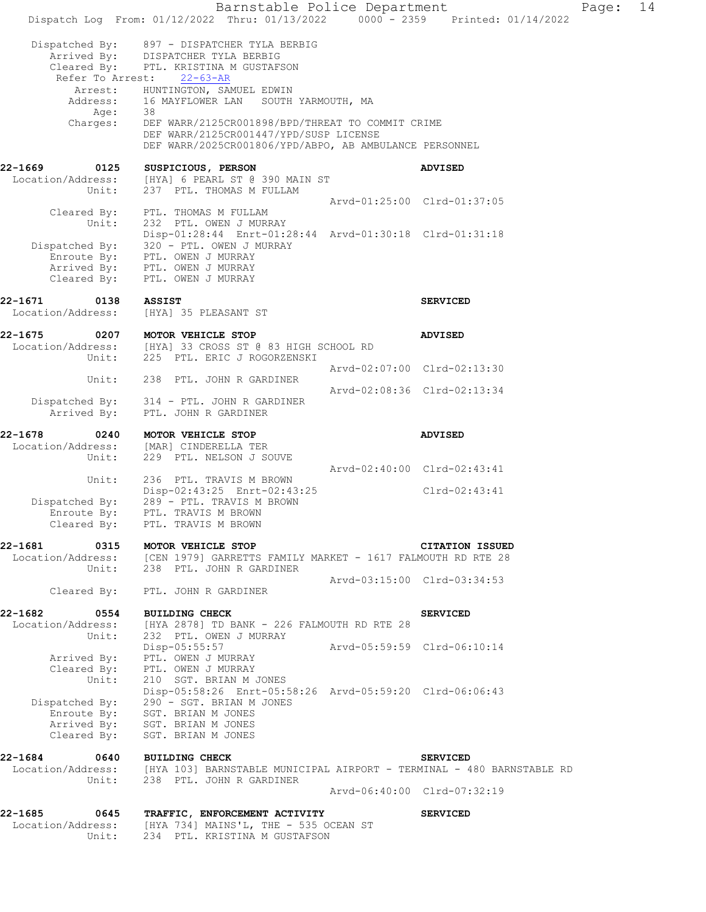```
    Dispatched By:    897 - DISPATCHER TYLA BERBIG
       Arrived By:    DISPATCHER TYLA BERBIG
       Cleared By:    PTL. KRISTINA M GUSTAFSON
     Refer To Arrest:    22-63-AR
          Arrest:    HUNTINGTON, SAMUEL EDWIN
         Address:    16 MAYFLOWER LAN    SOUTH YARMOUTH, MA
             Age:    38
         Charges:    DEF WARR/2125CR001898/BPD/THREAT TO COMMIT CRIME
                     DEF WARR/2125CR001447/YPD/SUSP LICENSE
                     DEF WARR/2025CR001806/YPD/ABPO, AB AMBULANCE PERSONNEL

22-1669        0125    SUSPICIOUS, PERSON                                ADVISED
 Location/Address:    [HYA] 6 PEARL ST @ 390 MAIN ST
            Unit:    237  PTL. THOMAS M FULLAM
                                               Arvd-01:25:00  Clrd-01:37:05
       Cleared By:    PTL. THOMAS M FULLAM
            Unit:    232  PTL. OWEN J MURRAY
                     Disp-01:28:44  Enrt-01:28:44  Arvd-01:30:18  Clrd-01:31:18
    Dispatched By:    320 - PTL. OWEN J MURRAY
       Enroute By:    PTL. OWEN J MURRAY
       Arrived By:    PTL. OWEN J MURRAY
       Cleared By:    PTL. OWEN J MURRAY

22-1671        0138    ASSIST                                            SERVICED
 Location/Address:    [HYA] 35 PLEASANT ST

22-1675        0207    MOTOR VEHICLE STOP                                ADVISED
 Location/Address:    [HYA] 33 CROSS ST @ 83 HIGH SCHOOL RD
            Unit:    225  PTL. ERIC J ROGORZENSKI
                                               Arvd-02:07:00  Clrd-02:13:30
            Unit:    238  PTL. JOHN R GARDINER
                                               Arvd-02:08:36  Clrd-02:13:34
    Dispatched By:    314 - PTL. JOHN R GARDINER
       Arrived By:    PTL. JOHN R GARDINER

22-1678        0240    MOTOR VEHICLE STOP                                ADVISED
 Location/Address:    [MAR] CINDERELLA TER
            Unit:    229  PTL. NELSON J SOUVE
                                               Arvd-02:40:00  Clrd-02:43:41
            Unit:    236  PTL. TRAVIS M BROWN
                     Disp-02:43:25  Enrt-02:43:25                 Clrd-02:43:41
    Dispatched By:    289 - PTL. TRAVIS M BROWN
       Enroute By:    PTL. TRAVIS M BROWN
       Cleared By:    PTL. TRAVIS M BROWN

22-1681        0315    MOTOR VEHICLE STOP                                CITATION ISSUED
 Location/Address:    [CEN 1979] GARRETTS FAMILY MARKET - 1617 FALMOUTH RD RTE 28
            Unit:    238  PTL. JOHN R GARDINER
                                               Arvd-03:15:00  Clrd-03:34:53
       Cleared By:    PTL. JOHN R GARDINER

22-1682        0554    BUILDING CHECK                                    SERVICED
 Location/Address:    [HYA 2878] TD BANK - 226 FALMOUTH RD RTE 28
            Unit:    232  PTL. OWEN J MURRAY
                     Disp-05:55:57                 Arvd-05:59:59  Clrd-06:10:14
       Arrived By:    PTL. OWEN J MURRAY
       Cleared By:    PTL. OWEN J MURRAY
            Unit:    210  SGT. BRIAN M JONES
                     Disp-05:58:26  Enrt-05:58:26  Arvd-05:59:20  Clrd-06:06:43
    Dispatched By:    290 - SGT. BRIAN M JONES
       Enroute By:    SGT. BRIAN M JONES
       Arrived By:    SGT. BRIAN M JONES
       Cleared By:    SGT. BRIAN M JONES

22-1684        0640    BUILDING CHECK                                    SERVICED
 Location/Address:    [HYA 103] BARNSTABLE MUNICIPAL AIRPORT - TERMINAL - 480 BARNSTABLE RD
            Unit:    238  PTL. JOHN R GARDINER
                                               Arvd-06:40:00  Clrd-07:32:19

22-1685        0645    TRAFFIC, ENFORCEMENT ACTIVITY                     SERVICED
 Location/Address:    [HYA 734] MAINS'L, THE - 535 OCEAN ST
            Unit:    234  PTL. KRISTINA M GUSTAFSON
```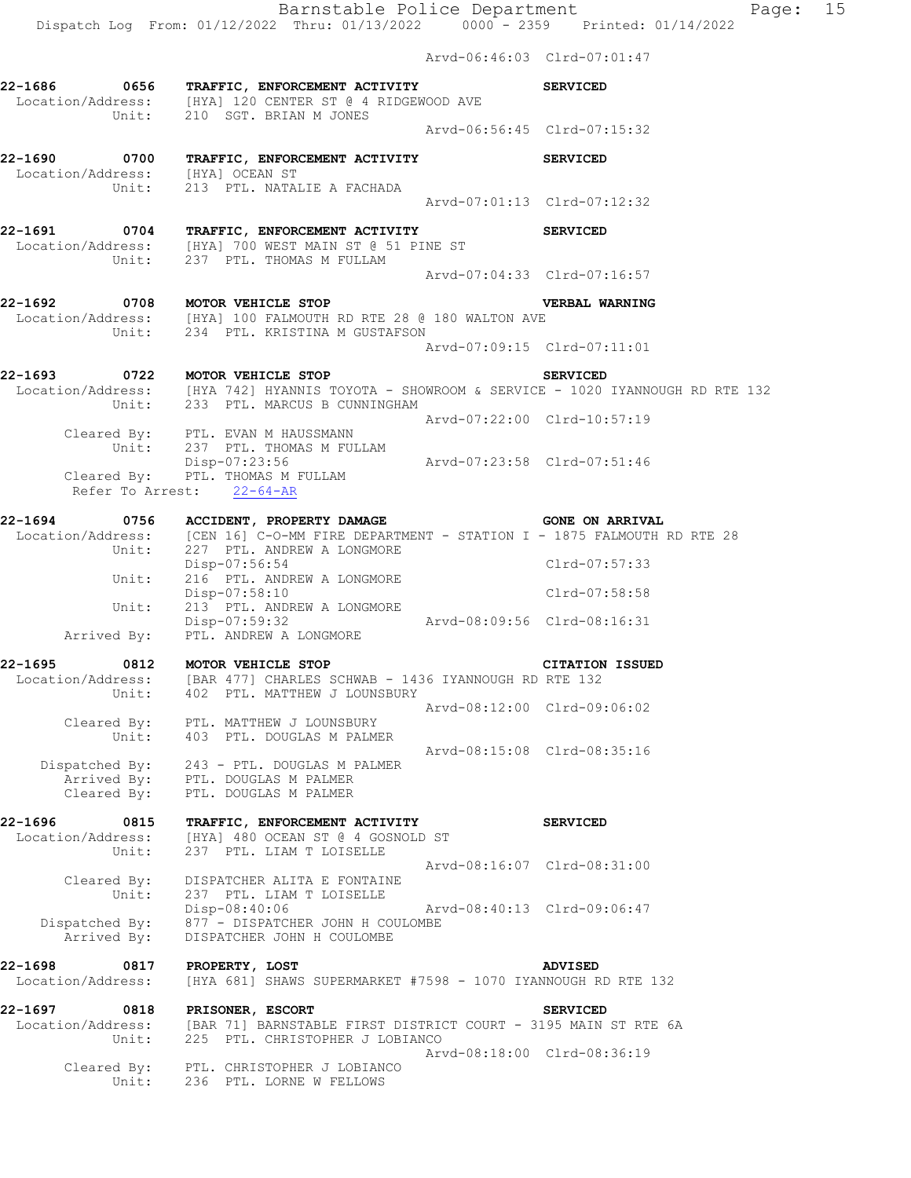Arvd-06:46:03 Clrd-07:01:47

**22-1686 0656 TRAFFIC, ENFORCEMENT ACTIVITY SERVICED**
Location/Address: [HYA] 120 CENTER ST @ 4 RIDGEWOOD AVE
Unit: 210 SGT. BRIAN M JONES
Arvd-06:56:45 Clrd-07:15:32

**22-1690 0700 TRAFFIC, ENFORCEMENT ACTIVITY SERVICED**
Location/Address: [HYA] OCEAN ST
Unit: 213 PTL. NATALIE A FACHADA
Arvd-07:01:13 Clrd-07:12:32

**22-1691 0704 TRAFFIC, ENFORCEMENT ACTIVITY SERVICED**
Location/Address: [HYA] 700 WEST MAIN ST @ 51 PINE ST
Unit: 237 PTL. THOMAS M FULLAM
Arvd-07:04:33 Clrd-07:16:57

**22-1692 0708 MOTOR VEHICLE STOP VERBAL WARNING**
Location/Address: [HYA] 100 FALMOUTH RD RTE 28 @ 180 WALTON AVE
Unit: 234 PTL. KRISTINA M GUSTAFSON
Arvd-07:09:15 Clrd-07:11:01

**22-1693 0722 MOTOR VEHICLE STOP SERVICED**
Location/Address: [HYA 742] HYANNIS TOYOTA - SHOWROOM & SERVICE - 1020 IYANNOUGH RD RTE 132
Unit: 233 PTL. MARCUS B CUNNINGHAM
Arvd-07:22:00 Clrd-10:57:19
Cleared By: PTL. EVAN M HAUSSMANN
Unit: 237 PTL. THOMAS M FULLAM
Disp-07:23:56 Arvd-07:23:58 Clrd-07:51:46
Cleared By: PTL. THOMAS M FULLAM
Refer To Arrest: 22-64-AR

**22-1694 0756 ACCIDENT, PROPERTY DAMAGE GONE ON ARRIVAL**
Location/Address: [CEN 16] C-O-MM FIRE DEPARTMENT - STATION I - 1875 FALMOUTH RD RTE 28
Unit: 227 PTL. ANDREW A LONGMORE
Disp-07:56:54 Clrd-07:57:33
Unit: 216 PTL. ANDREW A LONGMORE
Disp-07:58:10 Clrd-07:58:58
Unit: 213 PTL. ANDREW A LONGMORE
Disp-07:59:32 Arvd-08:09:56 Clrd-08:16:31
Arrived By: PTL. ANDREW A LONGMORE

**22-1695 0812 MOTOR VEHICLE STOP CITATION ISSUED**
Location/Address: [BAR 477] CHARLES SCHWAB - 1436 IYANNOUGH RD RTE 132
Unit: 402 PTL. MATTHEW J LOUNSBURY
Arvd-08:12:00 Clrd-09:06:02
Cleared By: PTL. MATTHEW J LOUNSBURY
Unit: 403 PTL. DOUGLAS M PALMER
Arvd-08:15:08 Clrd-08:35:16
Dispatched By: 243 - PTL. DOUGLAS M PALMER
Arrived By: PTL. DOUGLAS M PALMER
Cleared By: PTL. DOUGLAS M PALMER

**22-1696 0815 TRAFFIC, ENFORCEMENT ACTIVITY SERVICED**
Location/Address: [HYA] 480 OCEAN ST @ 4 GOSNOLD ST
Unit: 237 PTL. LIAM T LOISELLE
Arvd-08:16:07 Clrd-08:31:00
Cleared By: DISPATCHER ALITA E FONTAINE
Unit: 237 PTL. LIAM T LOISELLE
Disp-08:40:06 Arvd-08:40:13 Clrd-09:06:47
Dispatched By: 877 - DISPATCHER JOHN H COULOMBE
Arrived By: DISPATCHER JOHN H COULOMBE

**22-1698 0817 PROPERTY, LOST ADVISED**
Location/Address: [HYA 681] SHAWS SUPERMARKET #7598 - 1070 IYANNOUGH RD RTE 132

**22-1697 0818 PRISONER, ESCORT SERVICED**
Location/Address: [BAR 71] BARNSTABLE FIRST DISTRICT COURT - 3195 MAIN ST RTE 6A
Unit: 225 PTL. CHRISTOPHER J LOBIANCO
Arvd-08:18:00 Clrd-08:36:19
Cleared By: PTL. CHRISTOPHER J LOBIANCO
Unit: 236 PTL. LORNE W FELLOWS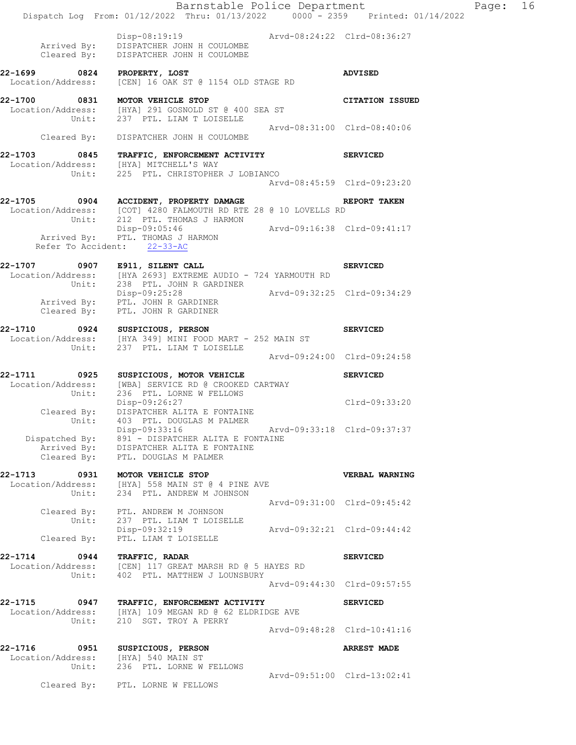```
                Disp-08:19:19                 Arvd-08:24:22 Clrd-08:36:27
      Arrived By:  DISPATCHER JOHN H COULOMBE
      Cleared By:  DISPATCHER JOHN H COULOMBE

22-1699      0824  PROPERTY, LOST                                 ADVISED
  Location/Address:  [CEN] 16 OAK ST @ 1154 OLD STAGE RD

22-1700      0831  MOTOR VEHICLE STOP                             CITATION ISSUED
  Location/Address:  [HYA] 291 GOSNOLD ST @ 400 SEA ST
             Unit:  237  PTL. LIAM T LOISELLE
                                              Arvd-08:31:00 Clrd-08:40:06
       Cleared By:  DISPATCHER JOHN H COULOMBE

22-1703      0845  TRAFFIC, ENFORCEMENT ACTIVITY                  SERVICED
  Location/Address:  [HYA] MITCHELL'S WAY
             Unit:  225  PTL. CHRISTOPHER J LOBIANCO
                                              Arvd-08:45:59 Clrd-09:23:20

22-1705      0904  ACCIDENT, PROPERTY DAMAGE                      REPORT TAKEN
  Location/Address:  [COT] 4280 FALMOUTH RD RTE 28 @ 10 LOVELLS RD
             Unit:  212  PTL. THOMAS J HARMON
                    Disp-09:05:46             Arvd-09:16:38 Clrd-09:41:17
       Arrived By:  PTL. THOMAS J HARMON
   Refer To Accident:   22-33-AC

22-1707      0907  E911, SILENT CALL                              SERVICED
  Location/Address:  [HYA 2693] EXTREME AUDIO - 724 YARMOUTH RD
             Unit:  238  PTL. JOHN R GARDINER
                    Disp-09:25:28             Arvd-09:32:25 Clrd-09:34:29
       Arrived By:  PTL. JOHN R GARDINER
       Cleared By:  PTL. JOHN R GARDINER

22-1710      0924  SUSPICIOUS, PERSON                             SERVICED
  Location/Address:  [HYA 349] MINI FOOD MART - 252 MAIN ST
             Unit:  237  PTL. LIAM T LOISELLE
                                              Arvd-09:24:00 Clrd-09:24:58

22-1711      0925  SUSPICIOUS, MOTOR VEHICLE                      SERVICED
  Location/Address:  [WBA] SERVICE RD @ CROOKED CARTWAY
             Unit:  236  PTL. LORNE W FELLOWS
                    Disp-09:26:27                           Clrd-09:33:20
       Cleared By:  DISPATCHER ALITA E FONTAINE
             Unit:  403  PTL. DOUGLAS M PALMER
                    Disp-09:33:16             Arvd-09:33:18 Clrd-09:37:37
    Dispatched By:  891 - DISPATCHER ALITA E FONTAINE
       Arrived By:  DISPATCHER ALITA E FONTAINE
       Cleared By:  PTL. DOUGLAS M PALMER

22-1713      0931  MOTOR VEHICLE STOP                             VERBAL WARNING
  Location/Address:  [HYA] 558 MAIN ST @ 4 PINE AVE
             Unit:  234  PTL. ANDREW M JOHNSON
                                              Arvd-09:31:00 Clrd-09:45:42
       Cleared By:  PTL. ANDREW M JOHNSON
             Unit:  237  PTL. LIAM T LOISELLE
                    Disp-09:32:19             Arvd-09:32:21 Clrd-09:44:42
       Cleared By:  PTL. LIAM T LOISELLE

22-1714      0944  TRAFFIC, RADAR                                 SERVICED
  Location/Address:  [CEN] 117 GREAT MARSH RD @ 5 HAYES RD
             Unit:  402  PTL. MATTHEW J LOUNSBURY
                                              Arvd-09:44:30 Clrd-09:57:55

22-1715      0947  TRAFFIC, ENFORCEMENT ACTIVITY                  SERVICED
  Location/Address:  [HYA] 109 MEGAN RD @ 62 ELDRIDGE AVE
             Unit:  210  SGT. TROY A PERRY
                                              Arvd-09:48:28 Clrd-10:41:16

22-1716      0951  SUSPICIOUS, PERSON                             ARREST MADE
  Location/Address:  [HYA] 540 MAIN ST
             Unit:  236  PTL. LORNE W FELLOWS
                                              Arvd-09:51:00 Clrd-13:02:41
       Cleared By:  PTL. LORNE W FELLOWS
```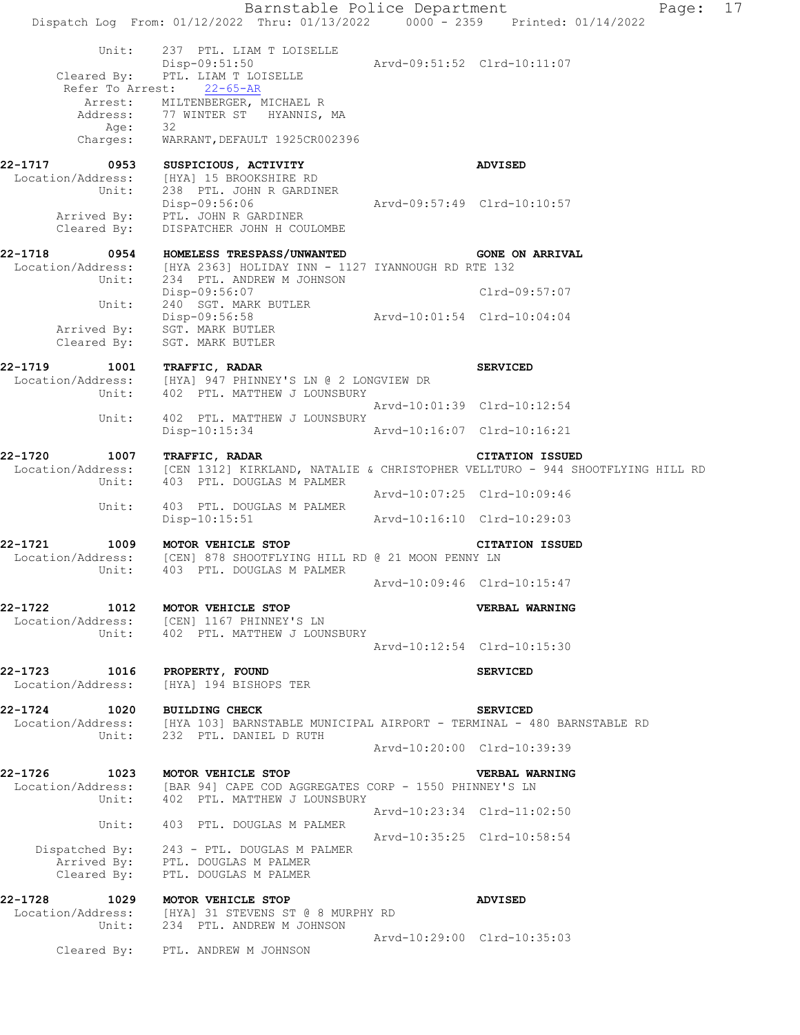```
        Unit:     237  PTL. LIAM T LOISELLE
                  Disp-09:51:50                 Arvd-09:51:52  Clrd-10:11:07
  Cleared By:     PTL. LIAM T LOISELLE
 Refer To Arrest:    22-65-AR
      Arrest:     MILTENBERGER, MICHAEL R
     Address:     77 WINTER ST   HYANNIS, MA
         Age:     32
     Charges:     WARRANT,DEFAULT 1925CR002396

22-1717      0953   SUSPICIOUS, ACTIVITY                          ADVISED
 Location/Address:  [HYA] 15 BROOKSHIRE RD
            Unit:   238  PTL. JOHN R GARDINER
                    Disp-09:56:06               Arvd-09:57:49  Clrd-10:10:57
     Arrived By:    PTL. JOHN R GARDINER
     Cleared By:    DISPATCHER JOHN H COULOMBE

22-1718      0954   HOMELESS TRESPASS/UNWANTED                    GONE ON ARRIVAL
 Location/Address:  [HYA 2363] HOLIDAY INN - 1127 IYANNOUGH RD RTE 132
            Unit:   234  PTL. ANDREW M JOHNSON
                    Disp-09:56:07                              Clrd-09:57:07
            Unit:   240  SGT. MARK BUTLER
                    Disp-09:56:58               Arvd-10:01:54  Clrd-10:04:04
     Arrived By:    SGT. MARK BUTLER
     Cleared By:    SGT. MARK BUTLER

22-1719      1001   TRAFFIC, RADAR                                SERVICED
 Location/Address:  [HYA] 947 PHINNEY'S LN @ 2 LONGVIEW DR
            Unit:   402  PTL. MATTHEW J LOUNSBURY
                                                Arvd-10:01:39  Clrd-10:12:54
            Unit:   402  PTL. MATTHEW J LOUNSBURY
                    Disp-10:15:34               Arvd-10:16:07  Clrd-10:16:21

22-1720      1007   TRAFFIC, RADAR                                CITATION ISSUED
 Location/Address:  [CEN 1312] KIRKLAND, NATALIE & CHRISTOPHER VELLTURO - 944 SHOOTFLYING HILL RD
            Unit:   403  PTL. DOUGLAS M PALMER
                                                Arvd-10:07:25  Clrd-10:09:46
            Unit:   403  PTL. DOUGLAS M PALMER
                    Disp-10:15:51               Arvd-10:16:10  Clrd-10:29:03

22-1721      1009   MOTOR VEHICLE STOP                            CITATION ISSUED
 Location/Address:  [CEN] 878 SHOOTFLYING HILL RD @ 21 MOON PENNY LN
            Unit:   403  PTL. DOUGLAS M PALMER
                                                Arvd-10:09:46  Clrd-10:15:47

22-1722      1012   MOTOR VEHICLE STOP                            VERBAL WARNING
 Location/Address:  [CEN] 1167 PHINNEY'S LN
            Unit:   402  PTL. MATTHEW J LOUNSBURY
                                                Arvd-10:12:54  Clrd-10:15:30

22-1723      1016   PROPERTY, FOUND                               SERVICED
 Location/Address:  [HYA] 194 BISHOPS TER

22-1724      1020   BUILDING CHECK                                SERVICED
 Location/Address:  [HYA 103] BARNSTABLE MUNICIPAL AIRPORT - TERMINAL - 480 BARNSTABLE RD
            Unit:   232  PTL. DANIEL D RUTH
                                                Arvd-10:20:00  Clrd-10:39:39

22-1726      1023   MOTOR VEHICLE STOP                            VERBAL WARNING
 Location/Address:  [BAR 94] CAPE COD AGGREGATES CORP - 1550 PHINNEY'S LN
            Unit:   402  PTL. MATTHEW J LOUNSBURY
                                                Arvd-10:23:34  Clrd-11:02:50
            Unit:   403  PTL. DOUGLAS M PALMER
                                                Arvd-10:35:25  Clrd-10:58:54
  Dispatched By:    243 - PTL. DOUGLAS M PALMER
     Arrived By:    PTL. DOUGLAS M PALMER
     Cleared By:    PTL. DOUGLAS M PALMER

22-1728      1029   MOTOR VEHICLE STOP                            ADVISED
 Location/Address:  [HYA] 31 STEVENS ST @ 8 MURPHY RD
            Unit:   234  PTL. ANDREW M JOHNSON
                                                Arvd-10:29:00  Clrd-10:35:03
     Cleared By:    PTL. ANDREW M JOHNSON
```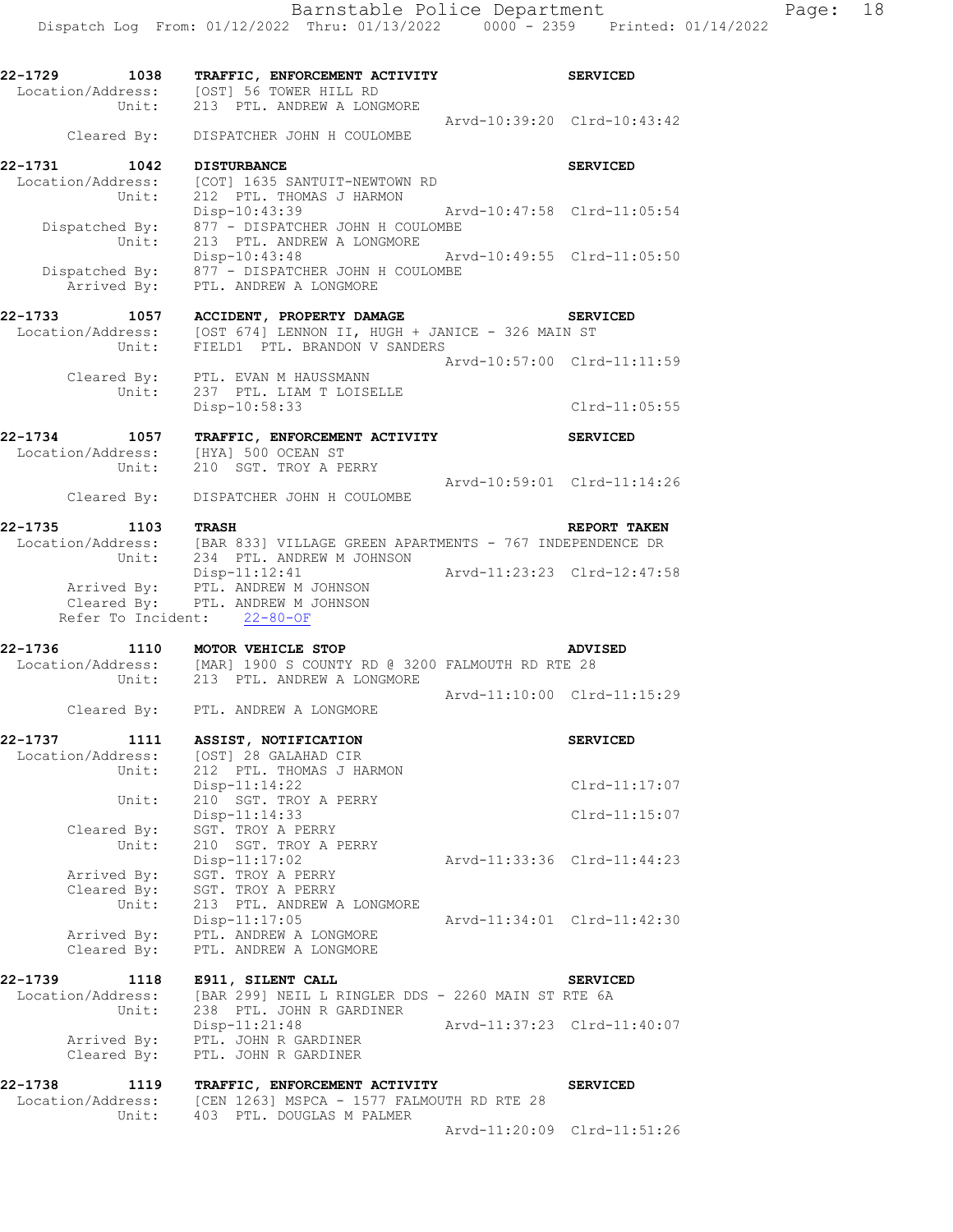```
22-1729        1038    TRAFFIC, ENFORCEMENT ACTIVITY                   SERVICED
  Location/Address:    [OST] 56 TOWER HILL RD
             Unit:     213  PTL. ANDREW A LONGMORE
                                                  Arvd-10:39:20  Clrd-10:43:42
        Cleared By:    DISPATCHER JOHN H COULOMBE

22-1731        1042    DISTURBANCE                                     SERVICED
  Location/Address:    [COT] 1635 SANTUIT-NEWTOWN RD
             Unit:     212  PTL. THOMAS J HARMON
                       Disp-10:43:39              Arvd-10:47:58  Clrd-11:05:54
     Dispatched By:    877 - DISPATCHER JOHN H COULOMBE
             Unit:     213  PTL. ANDREW A LONGMORE
                       Disp-10:43:48              Arvd-10:49:55  Clrd-11:05:50
     Dispatched By:    877 - DISPATCHER JOHN H COULOMBE
        Arrived By:    PTL. ANDREW A LONGMORE

22-1733        1057    ACCIDENT, PROPERTY DAMAGE                       SERVICED
  Location/Address:    [OST 674] LENNON II, HUGH + JANICE - 326 MAIN ST
             Unit:     FIELD1  PTL. BRANDON V SANDERS
                                                  Arvd-10:57:00  Clrd-11:11:59
        Cleared By:    PTL. EVAN M HAUSSMANN
             Unit:     237  PTL. LIAM T LOISELLE
                       Disp-10:58:33                             Clrd-11:05:55

22-1734        1057    TRAFFIC, ENFORCEMENT ACTIVITY                   SERVICED
  Location/Address:    [HYA] 500 OCEAN ST
             Unit:     210  SGT. TROY A PERRY
                                                  Arvd-10:59:01  Clrd-11:14:26
        Cleared By:    DISPATCHER JOHN H COULOMBE

22-1735        1103    TRASH                                           REPORT TAKEN
  Location/Address:    [BAR 833] VILLAGE GREEN APARTMENTS - 767 INDEPENDENCE DR
             Unit:     234  PTL. ANDREW M JOHNSON
                       Disp-11:12:41              Arvd-11:23:23  Clrd-12:47:58
        Arrived By:    PTL. ANDREW M JOHNSON
        Cleared By:    PTL. ANDREW M JOHNSON
  Refer To Incident:   22-80-OF

22-1736        1110    MOTOR VEHICLE STOP                              ADVISED
  Location/Address:    [MAR] 1900 S COUNTY RD @ 3200 FALMOUTH RD RTE 28
             Unit:     213  PTL. ANDREW A LONGMORE
                                                  Arvd-11:10:00  Clrd-11:15:29
        Cleared By:    PTL. ANDREW A LONGMORE

22-1737        1111    ASSIST, NOTIFICATION                            SERVICED
  Location/Address:    [OST] 28 GALAHAD CIR
             Unit:     212  PTL. THOMAS J HARMON
                       Disp-11:14:22                             Clrd-11:17:07
             Unit:     210  SGT. TROY A PERRY
                       Disp-11:14:33                             Clrd-11:15:07
        Cleared By:    SGT. TROY A PERRY
             Unit:     210  SGT. TROY A PERRY
                       Disp-11:17:02              Arvd-11:33:36  Clrd-11:44:23
        Arrived By:    SGT. TROY A PERRY
        Cleared By:    SGT. TROY A PERRY
             Unit:     213  PTL. ANDREW A LONGMORE
                       Disp-11:17:05              Arvd-11:34:01  Clrd-11:42:30
        Arrived By:    PTL. ANDREW A LONGMORE
        Cleared By:    PTL. ANDREW A LONGMORE

22-1739        1118    E911, SILENT CALL                               SERVICED
  Location/Address:    [BAR 299] NEIL L RINGLER DDS - 2260 MAIN ST RTE 6A
             Unit:     238  PTL. JOHN R GARDINER
                       Disp-11:21:48              Arvd-11:37:23  Clrd-11:40:07
        Arrived By:    PTL. JOHN R GARDINER
        Cleared By:    PTL. JOHN R GARDINER

22-1738        1119    TRAFFIC, ENFORCEMENT ACTIVITY                   SERVICED
  Location/Address:    [CEN 1263] MSPCA - 1577 FALMOUTH RD RTE 28
             Unit:     403  PTL. DOUGLAS M PALMER
                                                  Arvd-11:20:09  Clrd-11:51:26
```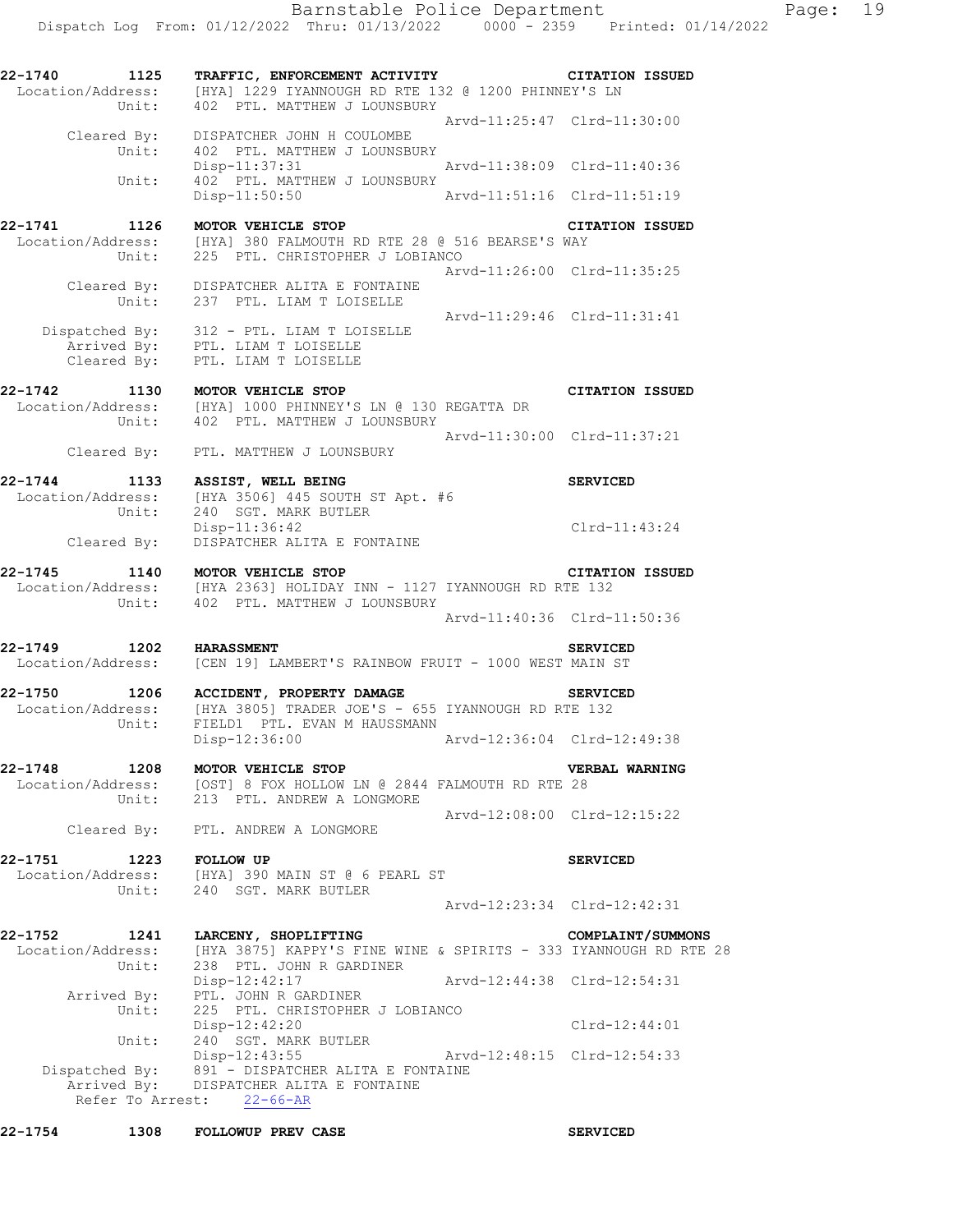**22-1740 1125 TRAFFIC, ENFORCEMENT ACTIVITY CITATION ISSUED**

```
 Location/Address:   [HYA] 1229 IYANNOUGH RD RTE 132 @ 1200 PHINNEY'S LN
            Unit:    402  PTL. MATTHEW J LOUNSBURY
                                               Arvd-11:25:47  Clrd-11:30:00
      Cleared By:    DISPATCHER JOHN H COULOMBE
            Unit:    402  PTL. MATTHEW J LOUNSBURY
                     Disp-11:37:31             Arvd-11:38:09  Clrd-11:40:36
            Unit:    402  PTL. MATTHEW J LOUNSBURY
                     Disp-11:50:50             Arvd-11:51:16  Clrd-11:51:19
```

**22-1741 1126 MOTOR VEHICLE STOP CITATION ISSUED**

```
 Location/Address:   [HYA] 380 FALMOUTH RD RTE 28 @ 516 BEARSE'S WAY
            Unit:    225  PTL. CHRISTOPHER J LOBIANCO
                                               Arvd-11:26:00  Clrd-11:35:25
      Cleared By:    DISPATCHER ALITA E FONTAINE
            Unit:    237  PTL. LIAM T LOISELLE
                                               Arvd-11:29:46  Clrd-11:31:41
   Dispatched By:    312 - PTL. LIAM T LOISELLE
      Arrived By:    PTL. LIAM T LOISELLE
      Cleared By:    PTL. LIAM T LOISELLE
```

**22-1742 1130 MOTOR VEHICLE STOP CITATION ISSUED**

```
 Location/Address:   [HYA] 1000 PHINNEY'S LN @ 130 REGATTA DR
            Unit:    402  PTL. MATTHEW J LOUNSBURY
                                               Arvd-11:30:00  Clrd-11:37:21
      Cleared By:    PTL. MATTHEW J LOUNSBURY
```

**22-1744 1133 ASSIST, WELL BEING SERVICED**

```
 Location/Address:   [HYA 3506] 445 SOUTH ST Apt. #6
            Unit:    240  SGT. MARK BUTLER
                     Disp-11:36:42                            Clrd-11:43:24
      Cleared By:    DISPATCHER ALITA E FONTAINE
```

**22-1745 1140 MOTOR VEHICLE STOP CITATION ISSUED**

```
 Location/Address:   [HYA 2363] HOLIDAY INN - 1127 IYANNOUGH RD RTE 132
            Unit:    402  PTL. MATTHEW J LOUNSBURY
                                               Arvd-11:40:36  Clrd-11:50:36
```

**22-1749 1202 HARASSMENT SERVICED**

```
 Location/Address:   [CEN 19] LAMBERT'S RAINBOW FRUIT - 1000 WEST MAIN ST
```

**22-1750 1206 ACCIDENT, PROPERTY DAMAGE SERVICED**

```
 Location/Address:   [HYA 3805] TRADER JOE'S - 655 IYANNOUGH RD RTE 132
            Unit:    FIELD1  PTL. EVAN M HAUSSMANN
                     Disp-12:36:00             Arvd-12:36:04  Clrd-12:49:38
```

**22-1748 1208 MOTOR VEHICLE STOP VERBAL WARNING**

```
 Location/Address:   [OST] 8 FOX HOLLOW LN @ 2844 FALMOUTH RD RTE 28
            Unit:    213  PTL. ANDREW A LONGMORE
                                               Arvd-12:08:00  Clrd-12:15:22
      Cleared By:    PTL. ANDREW A LONGMORE
```

**22-1751 1223 FOLLOW UP SERVICED**

```
 Location/Address:   [HYA] 390 MAIN ST @ 6 PEARL ST
            Unit:    240  SGT. MARK BUTLER
                                               Arvd-12:23:34  Clrd-12:42:31
```

**22-1752 1241 LARCENY, SHOPLIFTING COMPLAINT/SUMMONS**

```
 Location/Address:   [HYA 3875] KAPPY'S FINE WINE & SPIRITS - 333 IYANNOUGH RD RTE 28
            Unit:    238  PTL. JOHN R GARDINER
                     Disp-12:42:17             Arvd-12:44:38  Clrd-12:54:31
      Arrived By:    PTL. JOHN R GARDINER
            Unit:    225  PTL. CHRISTOPHER J LOBIANCO
                     Disp-12:42:20                            Clrd-12:44:01
            Unit:    240  SGT. MARK BUTLER
                     Disp-12:43:55             Arvd-12:48:15  Clrd-12:54:33
   Dispatched By:    891 - DISPATCHER ALITA E FONTAINE
      Arrived By:    DISPATCHER ALITA E FONTAINE
   Refer To Arrest:    22-66-AR
```

**22-1754 1308 FOLLOWUP PREV CASE SERVICED**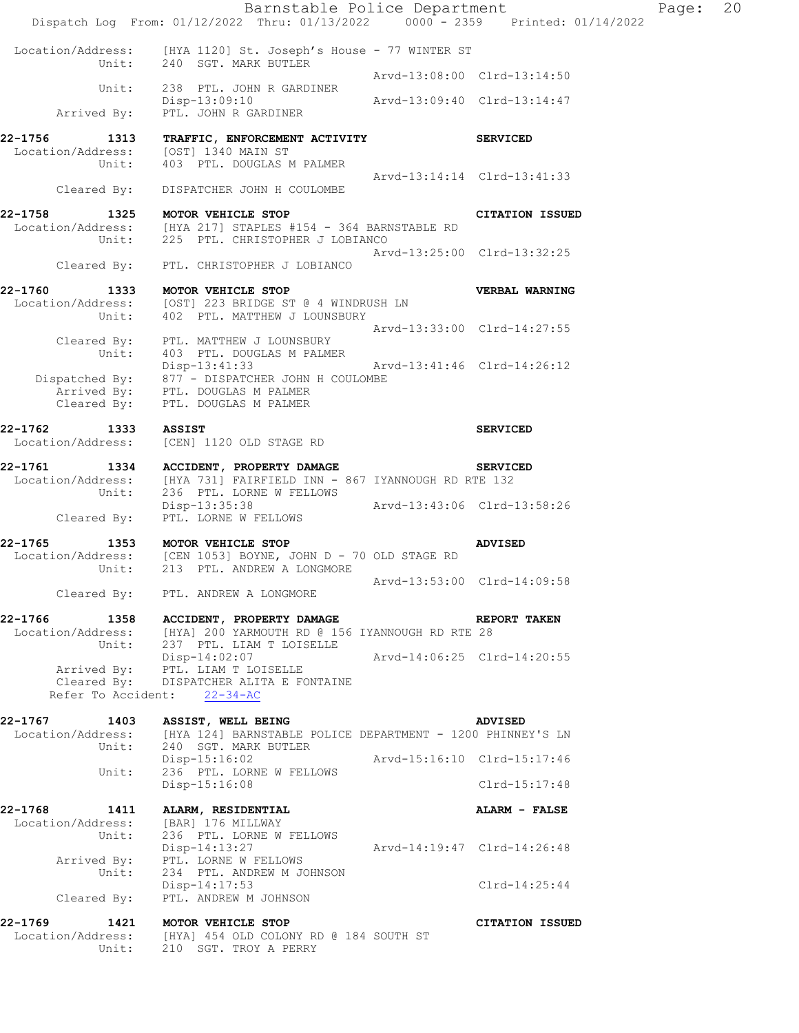```
Location/Address:    [HYA 1120] St. Joseph's House - 77 WINTER ST
           Unit:    240  SGT. MARK BUTLER
                                             Arvd-13:08:00  Clrd-13:14:50
           Unit:    238  PTL. JOHN R GARDINER
                    Disp-13:09:10            Arvd-13:09:40  Clrd-13:14:47
     Arrived By:    PTL. JOHN R GARDINER

22-1756       1313   TRAFFIC, ENFORCEMENT ACTIVITY             SERVICED
Location/Address:    [OST] 1340 MAIN ST
           Unit:    403  PTL. DOUGLAS M PALMER
                                             Arvd-13:14:14  Clrd-13:41:33
     Cleared By:    DISPATCHER JOHN H COULOMBE

22-1758       1325   MOTOR VEHICLE STOP                        CITATION ISSUED
Location/Address:    [HYA 217] STAPLES #154 - 364 BARNSTABLE RD
           Unit:    225  PTL. CHRISTOPHER J LOBIANCO
                                             Arvd-13:25:00  Clrd-13:32:25
     Cleared By:    PTL. CHRISTOPHER J LOBIANCO

22-1760       1333   MOTOR VEHICLE STOP                        VERBAL WARNING
Location/Address:    [OST] 223 BRIDGE ST @ 4 WINDRUSH LN
           Unit:    402  PTL. MATTHEW J LOUNSBURY
                                             Arvd-13:33:00  Clrd-14:27:55
     Cleared By:    PTL. MATTHEW J LOUNSBURY
           Unit:    403  PTL. DOUGLAS M PALMER
                    Disp-13:41:33            Arvd-13:41:46  Clrd-14:26:12
  Dispatched By:    877 - DISPATCHER JOHN H COULOMBE
     Arrived By:    PTL. DOUGLAS M PALMER
     Cleared By:    PTL. DOUGLAS M PALMER

22-1762       1333   ASSIST                                    SERVICED
Location/Address:    [CEN] 1120 OLD STAGE RD

22-1761       1334   ACCIDENT, PROPERTY DAMAGE                 SERVICED
Location/Address:    [HYA 731] FAIRFIELD INN - 867 IYANNOUGH RD RTE 132
           Unit:    236  PTL. LORNE W FELLOWS
                    Disp-13:35:38            Arvd-13:43:06  Clrd-13:58:26
     Cleared By:    PTL. LORNE W FELLOWS

22-1765       1353   MOTOR VEHICLE STOP                        ADVISED
Location/Address:    [CEN 1053] BOYNE, JOHN D - 70 OLD STAGE RD
           Unit:    213  PTL. ANDREW A LONGMORE
                                             Arvd-13:53:00  Clrd-14:09:58
     Cleared By:    PTL. ANDREW A LONGMORE

22-1766       1358   ACCIDENT, PROPERTY DAMAGE                 REPORT TAKEN
Location/Address:    [HYA] 200 YARMOUTH RD @ 156 IYANNOUGH RD RTE 28
           Unit:    237  PTL. LIAM T LOISELLE
                    Disp-14:02:07            Arvd-14:06:25  Clrd-14:20:55
     Arrived By:    PTL. LIAM T LOISELLE
     Cleared By:    DISPATCHER ALITA E FONTAINE
  Refer To Accident:    22-34-AC

22-1767       1403   ASSIST, WELL BEING                        ADVISED
Location/Address:    [HYA 124] BARNSTABLE POLICE DEPARTMENT - 1200 PHINNEY'S LN
           Unit:    240  SGT. MARK BUTLER
                    Disp-15:16:02            Arvd-15:16:10  Clrd-15:17:46
           Unit:    236  PTL. LORNE W FELLOWS
                    Disp-15:16:08                           Clrd-15:17:48

22-1768       1411   ALARM, RESIDENTIAL                        ALARM - FALSE
Location/Address:    [BAR] 176 MILLWAY
           Unit:    236  PTL. LORNE W FELLOWS
                    Disp-14:13:27            Arvd-14:19:47  Clrd-14:26:48
     Arrived By:    PTL. LORNE W FELLOWS
           Unit:    234  PTL. ANDREW M JOHNSON
                    Disp-14:17:53                           Clrd-14:25:44
     Cleared By:    PTL. ANDREW M JOHNSON

22-1769       1421   MOTOR VEHICLE STOP                        CITATION ISSUED
Location/Address:    [HYA] 454 OLD COLONY RD @ 184 SOUTH ST
           Unit:    210  SGT. TROY A PERRY
```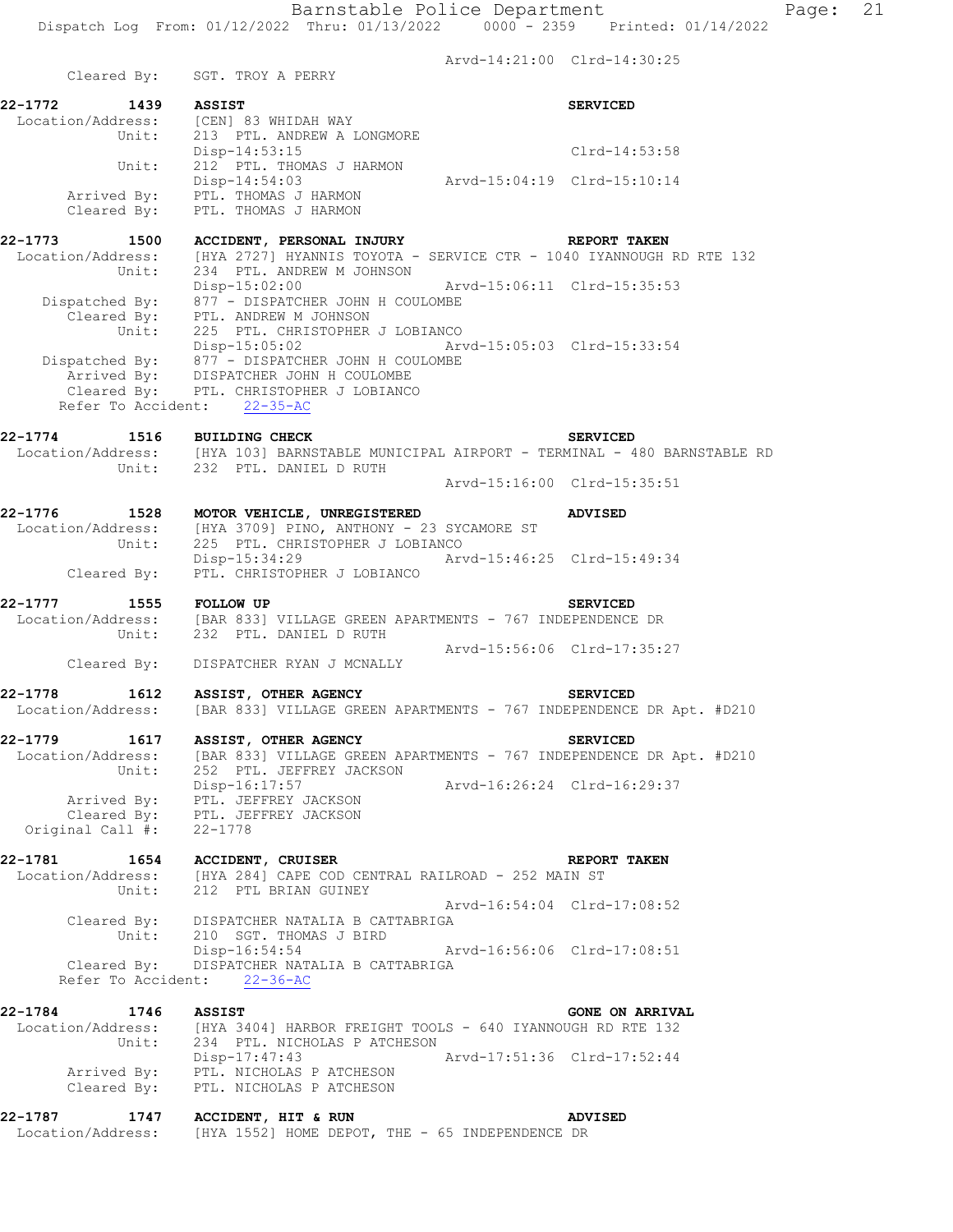```
                                        Arvd-14:21:00  Clrd-14:30:25
       Cleared By:    SGT. TROY A PERRY

22-1772        1439   ASSIST                                          SERVICED
  Location/Address:   [CEN] 83 WHIDAH WAY
             Unit:    213  PTL. ANDREW A LONGMORE
                      Disp-14:53:15                                   Clrd-14:53:58
             Unit:    212  PTL. THOMAS J HARMON
                      Disp-14:54:03                   Arvd-15:04:19  Clrd-15:10:14
       Arrived By:    PTL. THOMAS J HARMON
       Cleared By:    PTL. THOMAS J HARMON

22-1773        1500   ACCIDENT, PERSONAL INJURY                       REPORT TAKEN
  Location/Address:   [HYA 2727] HYANNIS TOYOTA - SERVICE CTR - 1040 IYANNOUGH RD RTE 132
             Unit:    234  PTL. ANDREW M JOHNSON
                      Disp-15:02:00                   Arvd-15:06:11  Clrd-15:35:53
    Dispatched By:    877 - DISPATCHER JOHN H COULOMBE
       Cleared By:    PTL. ANDREW M JOHNSON
             Unit:    225  PTL. CHRISTOPHER J LOBIANCO
                      Disp-15:05:02                   Arvd-15:05:03  Clrd-15:33:54
    Dispatched By:    877 - DISPATCHER JOHN H COULOMBE
       Arrived By:    DISPATCHER JOHN H COULOMBE
       Cleared By:    PTL. CHRISTOPHER J LOBIANCO
  Refer To Accident:    22-35-AC

22-1774        1516   BUILDING CHECK                                  SERVICED
  Location/Address:   [HYA 103] BARNSTABLE MUNICIPAL AIRPORT - TERMINAL - 480 BARNSTABLE RD
             Unit:    232  PTL. DANIEL D RUTH
                                                      Arvd-15:16:00  Clrd-15:35:51

22-1776        1528   MOTOR VEHICLE, UNREGISTERED                     ADVISED
  Location/Address:   [HYA 3709] PINO, ANTHONY - 23 SYCAMORE ST
             Unit:    225  PTL. CHRISTOPHER J LOBIANCO
                      Disp-15:34:29                   Arvd-15:46:25  Clrd-15:49:34
       Cleared By:    PTL. CHRISTOPHER J LOBIANCO

22-1777        1555   FOLLOW UP                                       SERVICED
  Location/Address:   [BAR 833] VILLAGE GREEN APARTMENTS - 767 INDEPENDENCE DR
             Unit:    232  PTL. DANIEL D RUTH
                                                      Arvd-15:56:06  Clrd-17:35:27
       Cleared By:    DISPATCHER RYAN J MCNALLY

22-1778        1612   ASSIST, OTHER AGENCY                            SERVICED
  Location/Address:   [BAR 833] VILLAGE GREEN APARTMENTS - 767 INDEPENDENCE DR Apt. #D210

22-1779        1617   ASSIST, OTHER AGENCY                            SERVICED
  Location/Address:   [BAR 833] VILLAGE GREEN APARTMENTS - 767 INDEPENDENCE DR Apt. #D210
             Unit:    252  PTL. JEFFREY JACKSON
                      Disp-16:17:57                   Arvd-16:26:24  Clrd-16:29:37
       Arrived By:    PTL. JEFFREY JACKSON
       Cleared By:    PTL. JEFFREY JACKSON
  Original Call #:    22-1778

22-1781        1654   ACCIDENT, CRUISER                               REPORT TAKEN
  Location/Address:   [HYA 284] CAPE COD CENTRAL RAILROAD - 252 MAIN ST
             Unit:    212  PTL BRIAN GUINEY
                                                      Arvd-16:54:04  Clrd-17:08:52
       Cleared By:    DISPATCHER NATALIA B CATTABRIGA
             Unit:    210  SGT. THOMAS J BIRD
                      Disp-16:54:54                   Arvd-16:56:06  Clrd-17:08:51
       Cleared By:    DISPATCHER NATALIA B CATTABRIGA
  Refer To Accident:    22-36-AC

22-1784        1746   ASSIST                                          GONE ON ARRIVAL
  Location/Address:   [HYA 3404] HARBOR FREIGHT TOOLS - 640 IYANNOUGH RD RTE 132
             Unit:    234  PTL. NICHOLAS P ATCHESON
                      Disp-17:47:43                   Arvd-17:51:36  Clrd-17:52:44
       Arrived By:    PTL. NICHOLAS P ATCHESON
       Cleared By:    PTL. NICHOLAS P ATCHESON

22-1787        1747   ACCIDENT, HIT & RUN                             ADVISED
  Location/Address:   [HYA 1552] HOME DEPOT, THE - 65 INDEPENDENCE DR
```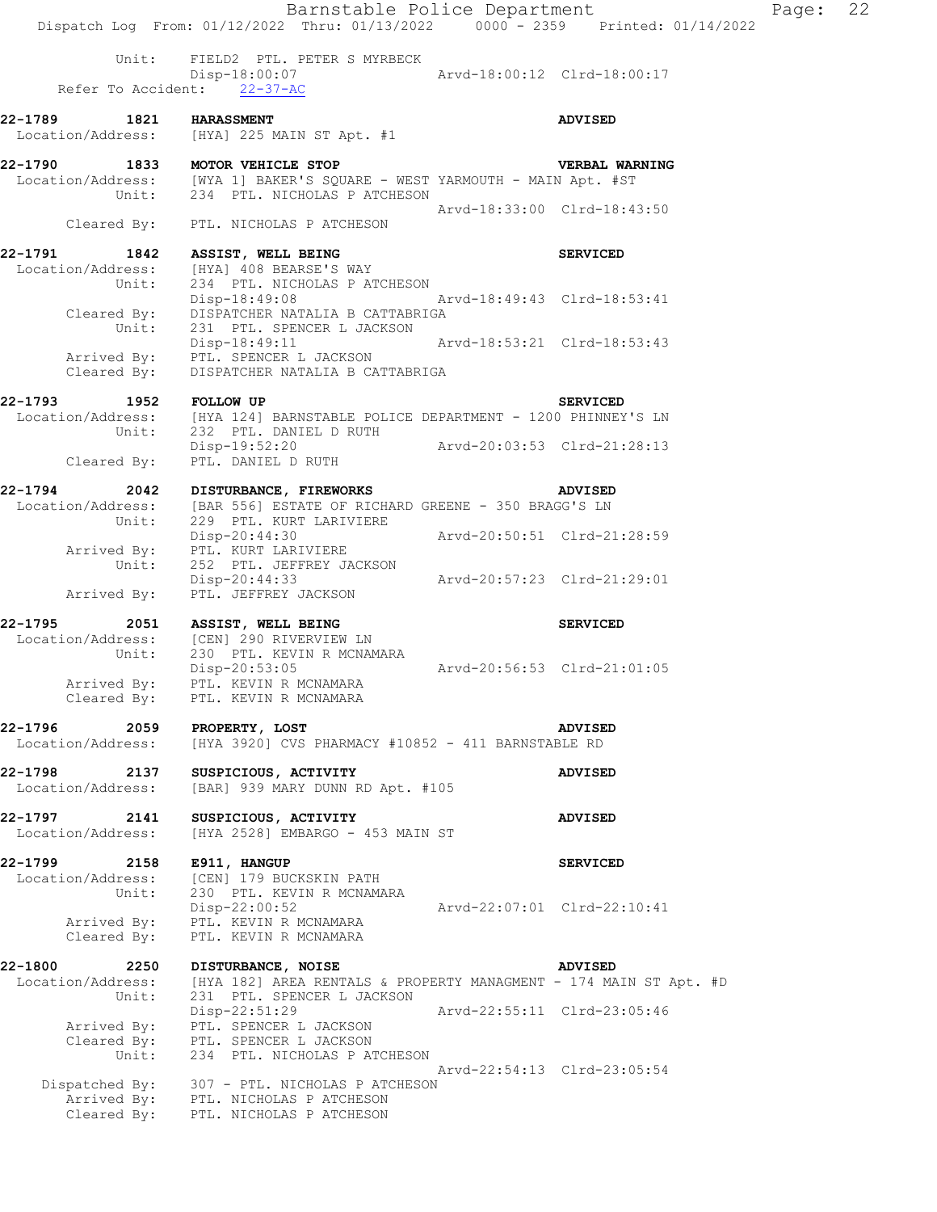```
        Unit:     FIELD2  PTL. PETER S MYRBECK
                  Disp-18:00:07                 Arvd-18:00:12  Clrd-18:00:17
   Refer To Accident:   22-37-AC

22-1789        1821    HARASSMENT                                      ADVISED
  Location/Address:    [HYA] 225 MAIN ST Apt. #1

22-1790        1833    MOTOR VEHICLE STOP                              VERBAL WARNING
  Location/Address:    [WYA 1] BAKER'S SQUARE - WEST YARMOUTH - MAIN Apt. #ST
             Unit:     234  PTL. NICHOLAS P ATCHESON
                                                Arvd-18:33:00  Clrd-18:43:50
        Cleared By:    PTL. NICHOLAS P ATCHESON

22-1791        1842    ASSIST, WELL BEING                              SERVICED
  Location/Address:    [HYA] 408 BEARSE'S WAY
             Unit:     234  PTL. NICHOLAS P ATCHESON
                       Disp-18:49:08            Arvd-18:49:43  Clrd-18:53:41
        Cleared By:    DISPATCHER NATALIA B CATTABRIGA
             Unit:     231  PTL. SPENCER L JACKSON
                       Disp-18:49:11            Arvd-18:53:21  Clrd-18:53:43
        Arrived By:    PTL. SPENCER L JACKSON
        Cleared By:    DISPATCHER NATALIA B CATTABRIGA

22-1793        1952    FOLLOW UP                                       SERVICED
  Location/Address:    [HYA 124] BARNSTABLE POLICE DEPARTMENT - 1200 PHINNEY'S LN
             Unit:     232  PTL. DANIEL D RUTH
                       Disp-19:52:20            Arvd-20:03:53  Clrd-21:28:13
        Cleared By:    PTL. DANIEL D RUTH

22-1794        2042    DISTURBANCE, FIREWORKS                          ADVISED
  Location/Address:    [BAR 556] ESTATE OF RICHARD GREENE - 350 BRAGG'S LN
             Unit:     229  PTL. KURT LARIVIERE
                       Disp-20:44:30            Arvd-20:50:51  Clrd-21:28:59
        Arrived By:    PTL. KURT LARIVIERE
             Unit:     252  PTL. JEFFREY JACKSON
                       Disp-20:44:33            Arvd-20:57:23  Clrd-21:29:01
        Arrived By:    PTL. JEFFREY JACKSON

22-1795        2051    ASSIST, WELL BEING                              SERVICED
  Location/Address:    [CEN] 290 RIVERVIEW LN
             Unit:     230  PTL. KEVIN R MCNAMARA
                       Disp-20:53:05            Arvd-20:56:53  Clrd-21:01:05
        Arrived By:    PTL. KEVIN R MCNAMARA
        Cleared By:    PTL. KEVIN R MCNAMARA

22-1796        2059    PROPERTY, LOST                                  ADVISED
  Location/Address:    [HYA 3920] CVS PHARMACY #10852 - 411 BARNSTABLE RD

22-1798        2137    SUSPICIOUS, ACTIVITY                            ADVISED
  Location/Address:    [BAR] 939 MARY DUNN RD Apt. #105

22-1797        2141    SUSPICIOUS, ACTIVITY                            ADVISED
  Location/Address:    [HYA 2528] EMBARGO - 453 MAIN ST

22-1799        2158    E911, HANGUP                                    SERVICED
  Location/Address:    [CEN] 179 BUCKSKIN PATH
             Unit:     230  PTL. KEVIN R MCNAMARA
                       Disp-22:00:52            Arvd-22:07:01  Clrd-22:10:41
        Arrived By:    PTL. KEVIN R MCNAMARA
        Cleared By:    PTL. KEVIN R MCNAMARA

22-1800        2250    DISTURBANCE, NOISE                              ADVISED
  Location/Address:    [HYA 182] AREA RENTALS & PROPERTY MANAGMENT - 174 MAIN ST Apt. #D
             Unit:     231  PTL. SPENCER L JACKSON
                       Disp-22:51:29            Arvd-22:55:11  Clrd-23:05:46
        Arrived By:    PTL. SPENCER L JACKSON
        Cleared By:    PTL. SPENCER L JACKSON
             Unit:     234  PTL. NICHOLAS P ATCHESON
                                                Arvd-22:54:13  Clrd-23:05:54
     Dispatched By:    307 - PTL. NICHOLAS P ATCHESON
        Arrived By:    PTL. NICHOLAS P ATCHESON
        Cleared By:    PTL. NICHOLAS P ATCHESON
```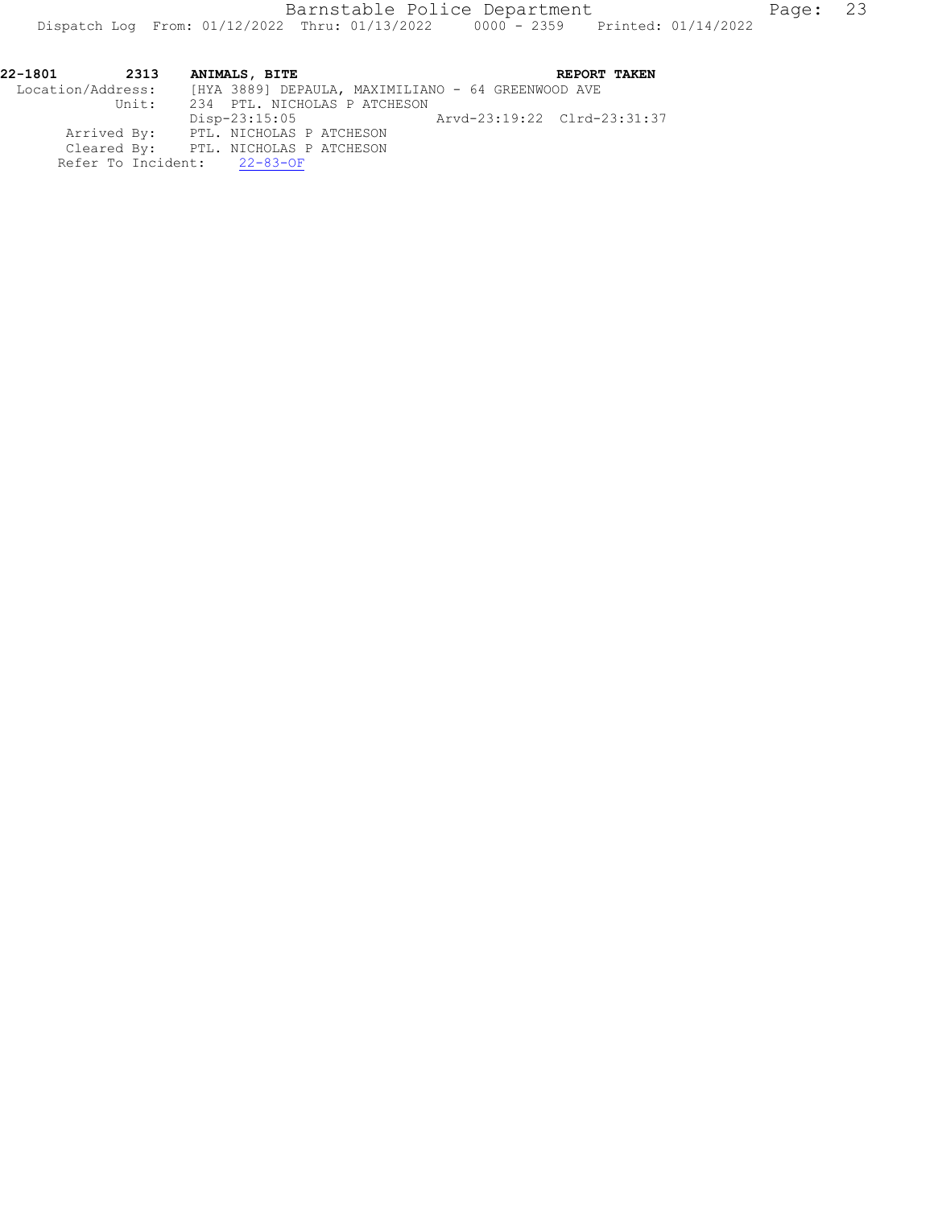**22-1801 2313 ANIMALS, BITE REPORT TAKEN**

Location/Address: [HYA 3889] DEPAULA, MAXIMILIANO - 64 GREENWOOD AVE

Unit: 234 PTL. NICHOLAS P ATCHESON

Disp-23:15:05 Arvd-23:19:22 Clrd-23:31:37

Arrived By: PTL. NICHOLAS P ATCHESON

Cleared By: PTL. NICHOLAS P ATCHESON

Refer To Incident: 22-83-OF